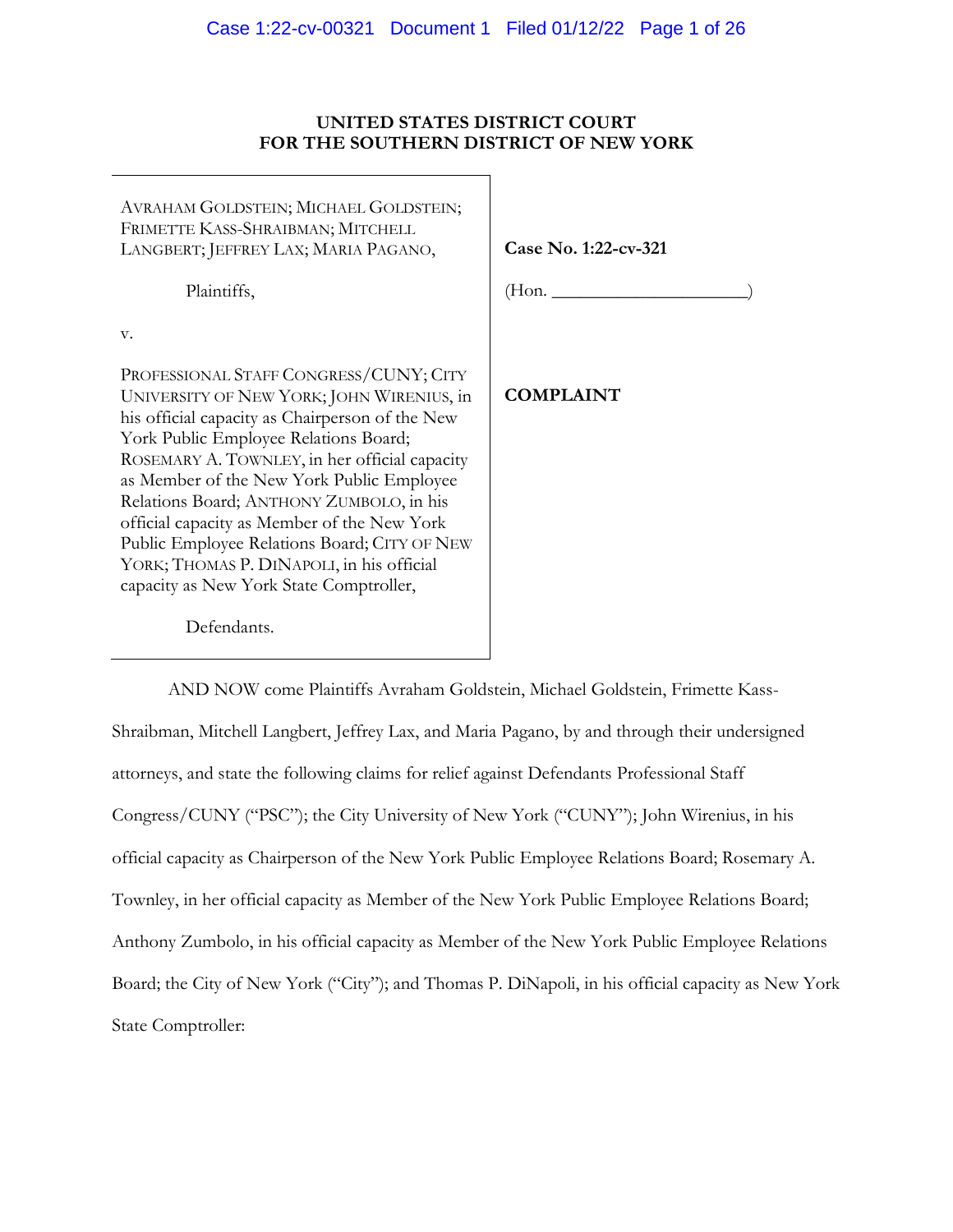**UNITED STATES DISTRICT COURT**
**FOR THE SOUTHERN DISTRICT OF NEW YORK**

| | |
|---|---|
| AVRAHAM GOLDSTEIN; MICHAEL GOLDSTEIN; FRIMETTE KASS-SHRAIBMAN; MITCHELL LANGBERT; JEFFREY LAX; MARIA PAGANO,<br><br>Plaintiffs,<br><br>v.<br><br>PROFESSIONAL STAFF CONGRESS/CUNY; CITY UNIVERSITY OF NEW YORK; JOHN WIRENIUS, in his official capacity as Chairperson of the New York Public Employee Relations Board; ROSEMARY A. TOWNLEY, in her official capacity as Member of the New York Public Employee Relations Board; ANTHONY ZUMBOLO, in his official capacity as Member of the New York Public Employee Relations Board; CITY OF NEW YORK; THOMAS P. DINAPOLI, in his official capacity as New York State Comptroller,<br><br>Defendants. | **Case No. 1:22-cv-321**<br><br>(Hon. _____________________)<br><br>**COMPLAINT** |

AND NOW come Plaintiffs Avraham Goldstein, Michael Goldstein, Frimette Kass-Shraibman, Mitchell Langbert, Jeffrey Lax, and Maria Pagano, by and through their undersigned attorneys, and state the following claims for relief against Defendants Professional Staff Congress/CUNY ("PSC"); the City University of New York ("CUNY"); John Wirenius, in his official capacity as Chairperson of the New York Public Employee Relations Board; Rosemary A. Townley, in her official capacity as Member of the New York Public Employee Relations Board; Anthony Zumbolo, in his official capacity as Member of the New York Public Employee Relations Board; the City of New York ("City"); and Thomas P. DiNapoli, in his official capacity as New York State Comptroller: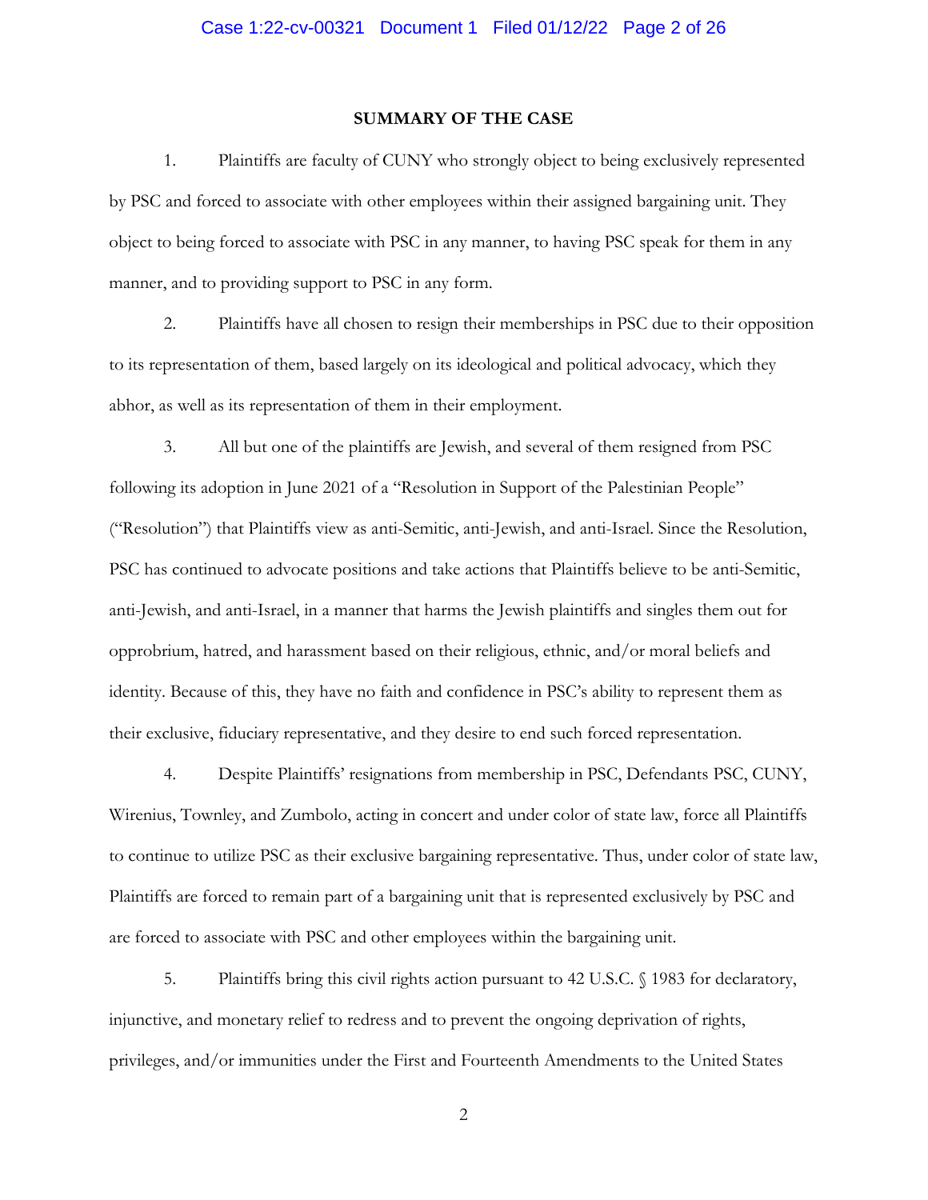## SUMMARY OF THE CASE

1. Plaintiffs are faculty of CUNY who strongly object to being exclusively represented by PSC and forced to associate with other employees within their assigned bargaining unit. They object to being forced to associate with PSC in any manner, to having PSC speak for them in any manner, and to providing support to PSC in any form.

2. Plaintiffs have all chosen to resign their memberships in PSC due to their opposition to its representation of them, based largely on its ideological and political advocacy, which they abhor, as well as its representation of them in their employment.

3. All but one of the plaintiffs are Jewish, and several of them resigned from PSC following its adoption in June 2021 of a "Resolution in Support of the Palestinian People" ("Resolution") that Plaintiffs view as anti-Semitic, anti-Jewish, and anti-Israel. Since the Resolution, PSC has continued to advocate positions and take actions that Plaintiffs believe to be anti-Semitic, anti-Jewish, and anti-Israel, in a manner that harms the Jewish plaintiffs and singles them out for opprobrium, hatred, and harassment based on their religious, ethnic, and/or moral beliefs and identity. Because of this, they have no faith and confidence in PSC's ability to represent them as their exclusive, fiduciary representative, and they desire to end such forced representation.

4. Despite Plaintiffs' resignations from membership in PSC, Defendants PSC, CUNY, Wirenius, Townley, and Zumbolo, acting in concert and under color of state law, force all Plaintiffs to continue to utilize PSC as their exclusive bargaining representative. Thus, under color of state law, Plaintiffs are forced to remain part of a bargaining unit that is represented exclusively by PSC and are forced to associate with PSC and other employees within the bargaining unit.

5. Plaintiffs bring this civil rights action pursuant to 42 U.S.C. § 1983 for declaratory, injunctive, and monetary relief to redress and to prevent the ongoing deprivation of rights, privileges, and/or immunities under the First and Fourteenth Amendments to the United States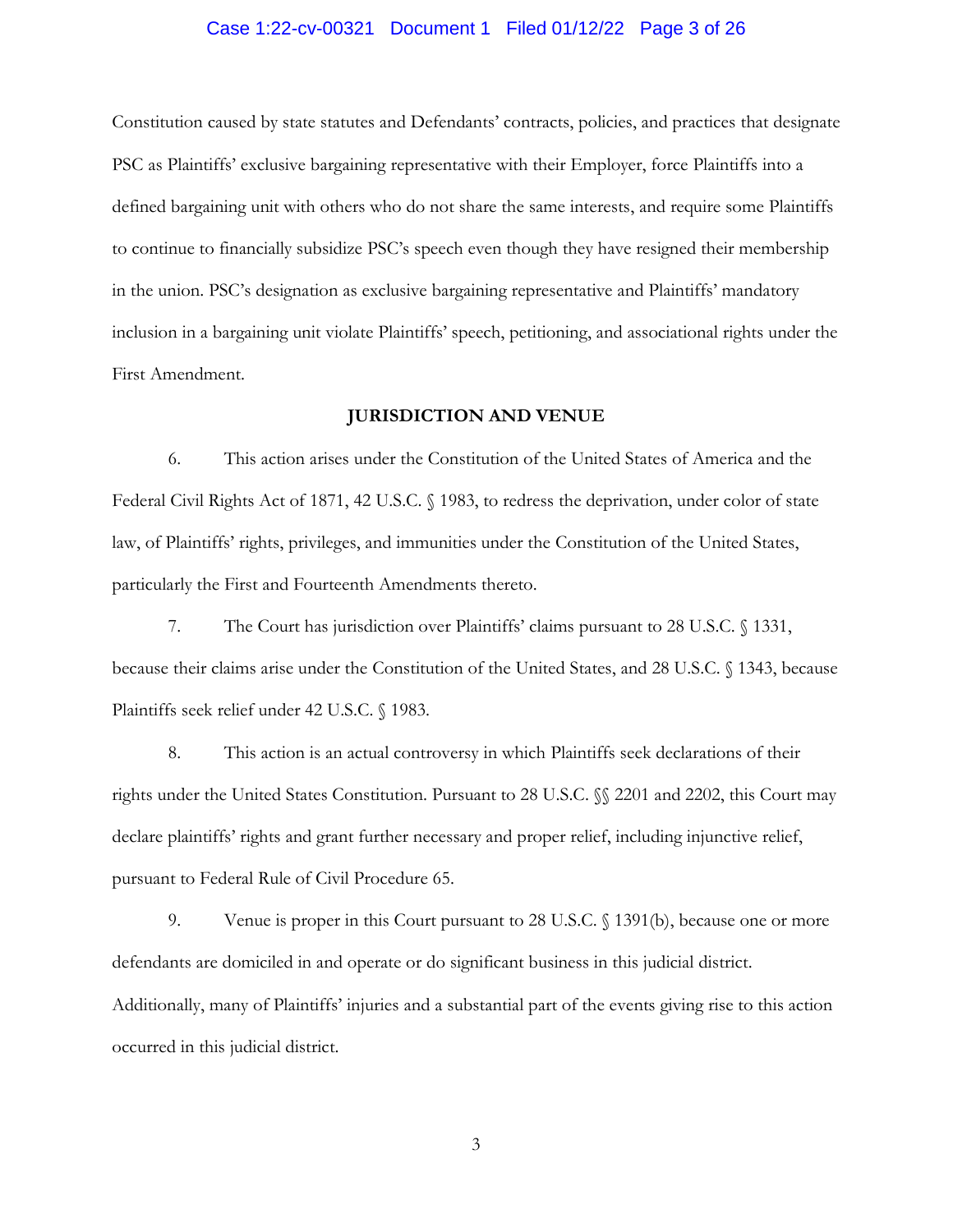Constitution caused by state statutes and Defendants' contracts, policies, and practices that designate PSC as Plaintiffs' exclusive bargaining representative with their Employer, force Plaintiffs into a defined bargaining unit with others who do not share the same interests, and require some Plaintiffs to continue to financially subsidize PSC's speech even though they have resigned their membership in the union. PSC's designation as exclusive bargaining representative and Plaintiffs' mandatory inclusion in a bargaining unit violate Plaintiffs' speech, petitioning, and associational rights under the First Amendment.

## JURISDICTION AND VENUE

6. This action arises under the Constitution of the United States of America and the Federal Civil Rights Act of 1871, 42 U.S.C. § 1983, to redress the deprivation, under color of state law, of Plaintiffs' rights, privileges, and immunities under the Constitution of the United States, particularly the First and Fourteenth Amendments thereto.

7. The Court has jurisdiction over Plaintiffs' claims pursuant to 28 U.S.C. § 1331, because their claims arise under the Constitution of the United States, and 28 U.S.C. § 1343, because Plaintiffs seek relief under 42 U.S.C. § 1983.

8. This action is an actual controversy in which Plaintiffs seek declarations of their rights under the United States Constitution. Pursuant to 28 U.S.C. §§ 2201 and 2202, this Court may declare plaintiffs' rights and grant further necessary and proper relief, including injunctive relief, pursuant to Federal Rule of Civil Procedure 65.

9. Venue is proper in this Court pursuant to 28 U.S.C. § 1391(b), because one or more defendants are domiciled in and operate or do significant business in this judicial district. Additionally, many of Plaintiffs' injuries and a substantial part of the events giving rise to this action occurred in this judicial district.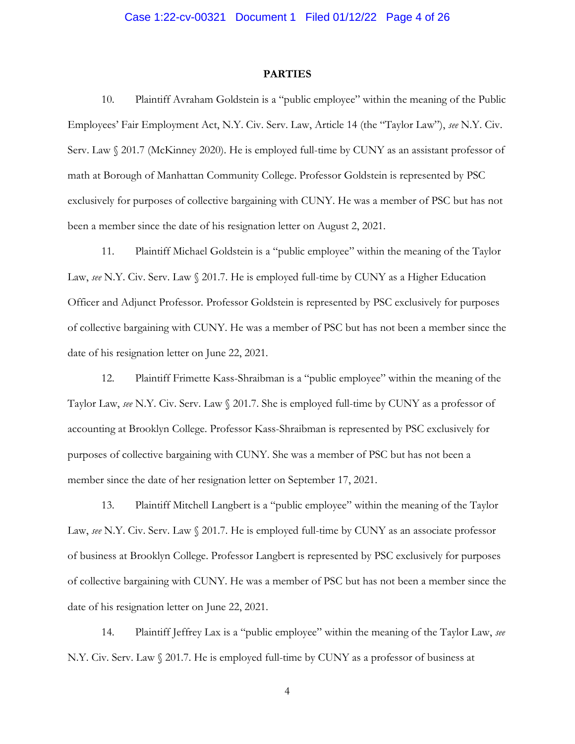## PARTIES

10. Plaintiff Avraham Goldstein is a "public employee" within the meaning of the Public Employees' Fair Employment Act, N.Y. Civ. Serv. Law, Article 14 (the "Taylor Law"), *see* N.Y. Civ. Serv. Law § 201.7 (McKinney 2020). He is employed full-time by CUNY as an assistant professor of math at Borough of Manhattan Community College. Professor Goldstein is represented by PSC exclusively for purposes of collective bargaining with CUNY. He was a member of PSC but has not been a member since the date of his resignation letter on August 2, 2021.

11. Plaintiff Michael Goldstein is a "public employee" within the meaning of the Taylor Law, *see* N.Y. Civ. Serv. Law § 201.7. He is employed full-time by CUNY as a Higher Education Officer and Adjunct Professor. Professor Goldstein is represented by PSC exclusively for purposes of collective bargaining with CUNY. He was a member of PSC but has not been a member since the date of his resignation letter on June 22, 2021.

12. Plaintiff Frimette Kass-Shraibman is a "public employee" within the meaning of the Taylor Law, *see* N.Y. Civ. Serv. Law § 201.7. She is employed full-time by CUNY as a professor of accounting at Brooklyn College. Professor Kass-Shraibman is represented by PSC exclusively for purposes of collective bargaining with CUNY. She was a member of PSC but has not been a member since the date of her resignation letter on September 17, 2021.

13. Plaintiff Mitchell Langbert is a "public employee" within the meaning of the Taylor Law, *see* N.Y. Civ. Serv. Law § 201.7. He is employed full-time by CUNY as an associate professor of business at Brooklyn College. Professor Langbert is represented by PSC exclusively for purposes of collective bargaining with CUNY. He was a member of PSC but has not been a member since the date of his resignation letter on June 22, 2021.

14. Plaintiff Jeffrey Lax is a "public employee" within the meaning of the Taylor Law, *see* N.Y. Civ. Serv. Law § 201.7. He is employed full-time by CUNY as a professor of business at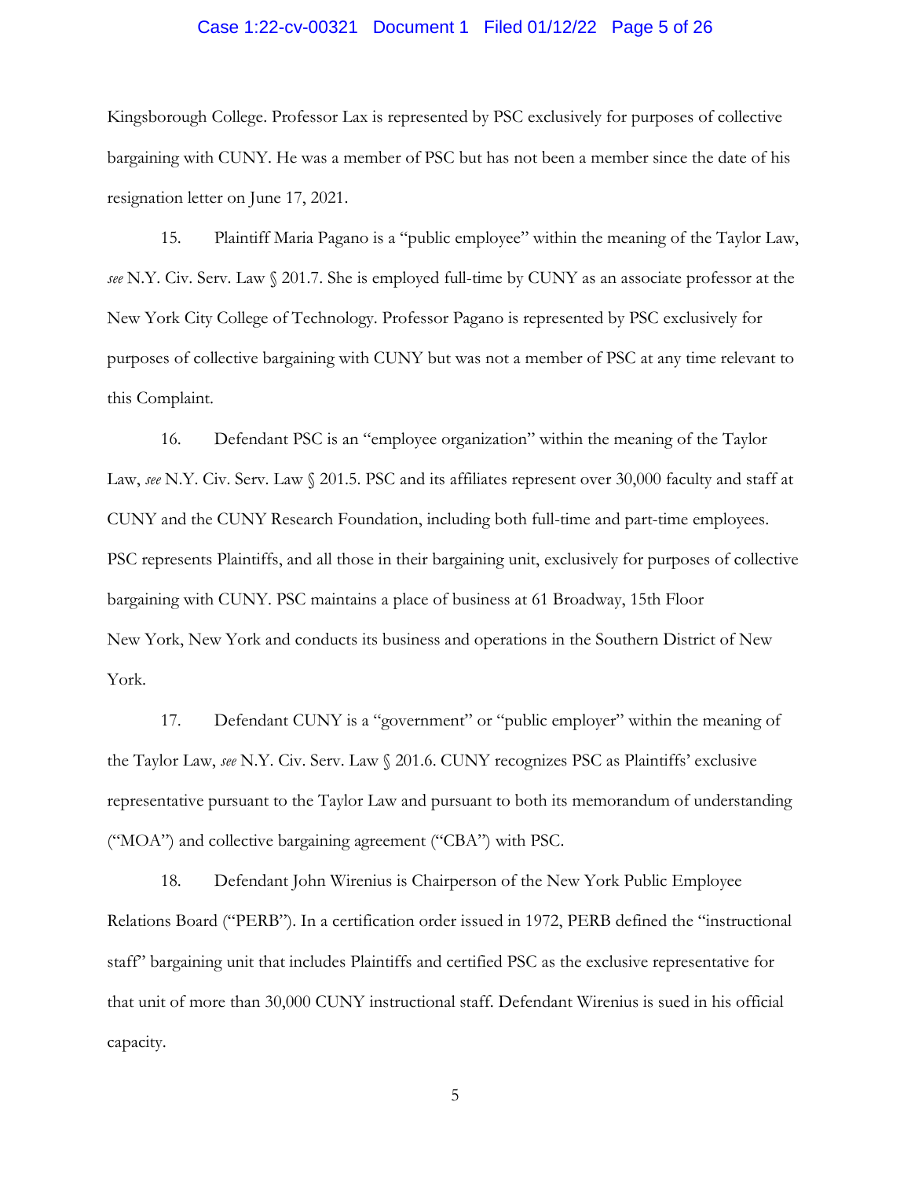Kingsborough College. Professor Lax is represented by PSC exclusively for purposes of collective bargaining with CUNY. He was a member of PSC but has not been a member since the date of his resignation letter on June 17, 2021.

15. Plaintiff Maria Pagano is a "public employee" within the meaning of the Taylor Law, *see* N.Y. Civ. Serv. Law § 201.7. She is employed full-time by CUNY as an associate professor at the New York City College of Technology. Professor Pagano is represented by PSC exclusively for purposes of collective bargaining with CUNY but was not a member of PSC at any time relevant to this Complaint.

16. Defendant PSC is an "employee organization" within the meaning of the Taylor Law, *see* N.Y. Civ. Serv. Law § 201.5. PSC and its affiliates represent over 30,000 faculty and staff at CUNY and the CUNY Research Foundation, including both full-time and part-time employees. PSC represents Plaintiffs, and all those in their bargaining unit, exclusively for purposes of collective bargaining with CUNY. PSC maintains a place of business at 61 Broadway, 15th Floor New York, New York and conducts its business and operations in the Southern District of New York.

17. Defendant CUNY is a "government" or "public employer" within the meaning of the Taylor Law, *see* N.Y. Civ. Serv. Law § 201.6. CUNY recognizes PSC as Plaintiffs' exclusive representative pursuant to the Taylor Law and pursuant to both its memorandum of understanding ("MOA") and collective bargaining agreement ("CBA") with PSC.

18. Defendant John Wirenius is Chairperson of the New York Public Employee Relations Board ("PERB"). In a certification order issued in 1972, PERB defined the "instructional staff" bargaining unit that includes Plaintiffs and certified PSC as the exclusive representative for that unit of more than 30,000 CUNY instructional staff. Defendant Wirenius is sued in his official capacity.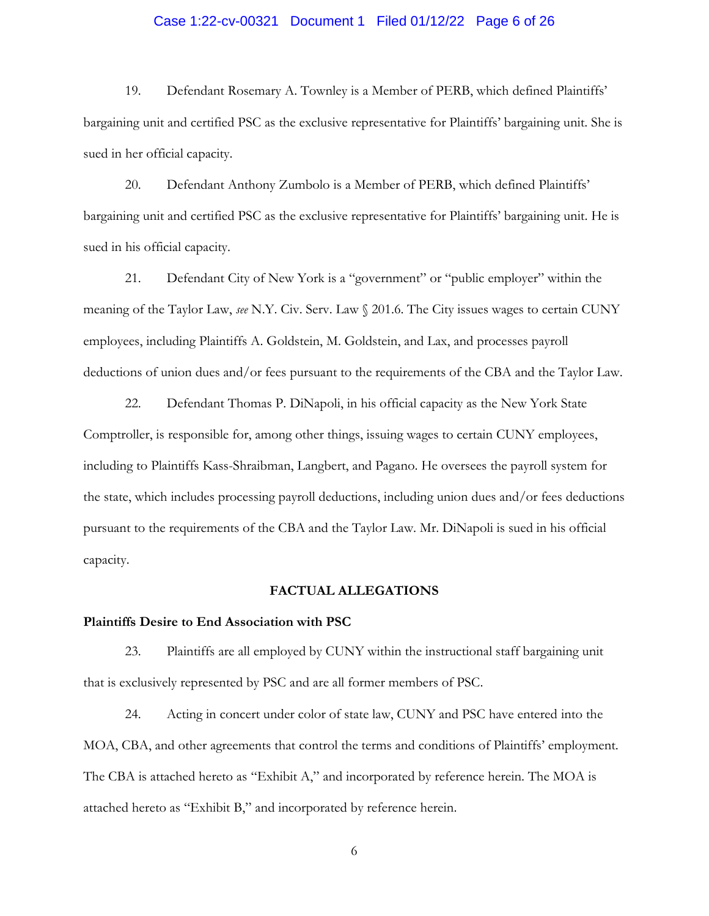19. Defendant Rosemary A. Townley is a Member of PERB, which defined Plaintiffs' bargaining unit and certified PSC as the exclusive representative for Plaintiffs' bargaining unit. She is sued in her official capacity.

20. Defendant Anthony Zumbolo is a Member of PERB, which defined Plaintiffs' bargaining unit and certified PSC as the exclusive representative for Plaintiffs' bargaining unit. He is sued in his official capacity.

21. Defendant City of New York is a "government" or "public employer" within the meaning of the Taylor Law, *see* N.Y. Civ. Serv. Law § 201.6. The City issues wages to certain CUNY employees, including Plaintiffs A. Goldstein, M. Goldstein, and Lax, and processes payroll deductions of union dues and/or fees pursuant to the requirements of the CBA and the Taylor Law.

22. Defendant Thomas P. DiNapoli, in his official capacity as the New York State Comptroller, is responsible for, among other things, issuing wages to certain CUNY employees, including to Plaintiffs Kass-Shraibman, Langbert, and Pagano. He oversees the payroll system for the state, which includes processing payroll deductions, including union dues and/or fees deductions pursuant to the requirements of the CBA and the Taylor Law. Mr. DiNapoli is sued in his official capacity.

## FACTUAL ALLEGATIONS

### Plaintiffs Desire to End Association with PSC

23. Plaintiffs are all employed by CUNY within the instructional staff bargaining unit that is exclusively represented by PSC and are all former members of PSC.

24. Acting in concert under color of state law, CUNY and PSC have entered into the MOA, CBA, and other agreements that control the terms and conditions of Plaintiffs' employment. The CBA is attached hereto as "Exhibit A," and incorporated by reference herein. The MOA is attached hereto as "Exhibit B," and incorporated by reference herein.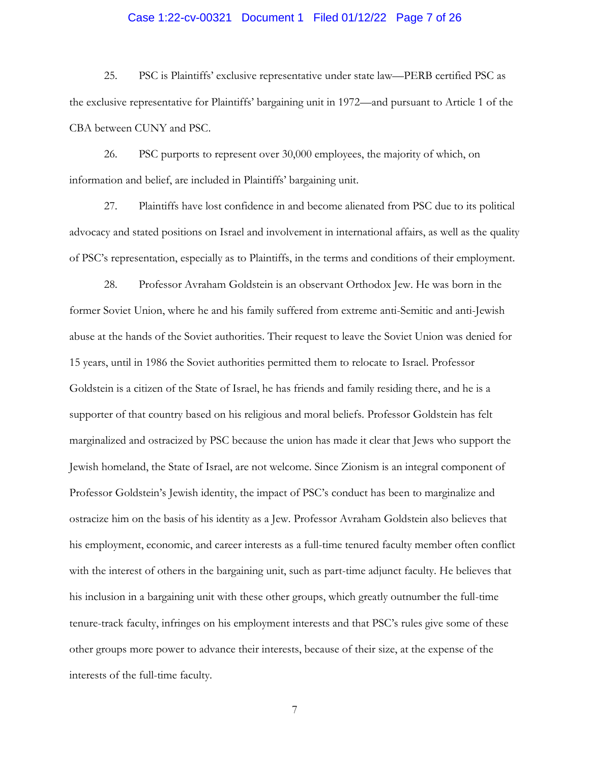25. PSC is Plaintiffs' exclusive representative under state law—PERB certified PSC as the exclusive representative for Plaintiffs' bargaining unit in 1972—and pursuant to Article 1 of the CBA between CUNY and PSC.

26. PSC purports to represent over 30,000 employees, the majority of which, on information and belief, are included in Plaintiffs' bargaining unit.

27. Plaintiffs have lost confidence in and become alienated from PSC due to its political advocacy and stated positions on Israel and involvement in international affairs, as well as the quality of PSC's representation, especially as to Plaintiffs, in the terms and conditions of their employment.

28. Professor Avraham Goldstein is an observant Orthodox Jew. He was born in the former Soviet Union, where he and his family suffered from extreme anti-Semitic and anti-Jewish abuse at the hands of the Soviet authorities. Their request to leave the Soviet Union was denied for 15 years, until in 1986 the Soviet authorities permitted them to relocate to Israel. Professor Goldstein is a citizen of the State of Israel, he has friends and family residing there, and he is a supporter of that country based on his religious and moral beliefs. Professor Goldstein has felt marginalized and ostracized by PSC because the union has made it clear that Jews who support the Jewish homeland, the State of Israel, are not welcome. Since Zionism is an integral component of Professor Goldstein's Jewish identity, the impact of PSC's conduct has been to marginalize and ostracize him on the basis of his identity as a Jew. Professor Avraham Goldstein also believes that his employment, economic, and career interests as a full-time tenured faculty member often conflict with the interest of others in the bargaining unit, such as part-time adjunct faculty. He believes that his inclusion in a bargaining unit with these other groups, which greatly outnumber the full-time tenure-track faculty, infringes on his employment interests and that PSC's rules give some of these other groups more power to advance their interests, because of their size, at the expense of the interests of the full-time faculty.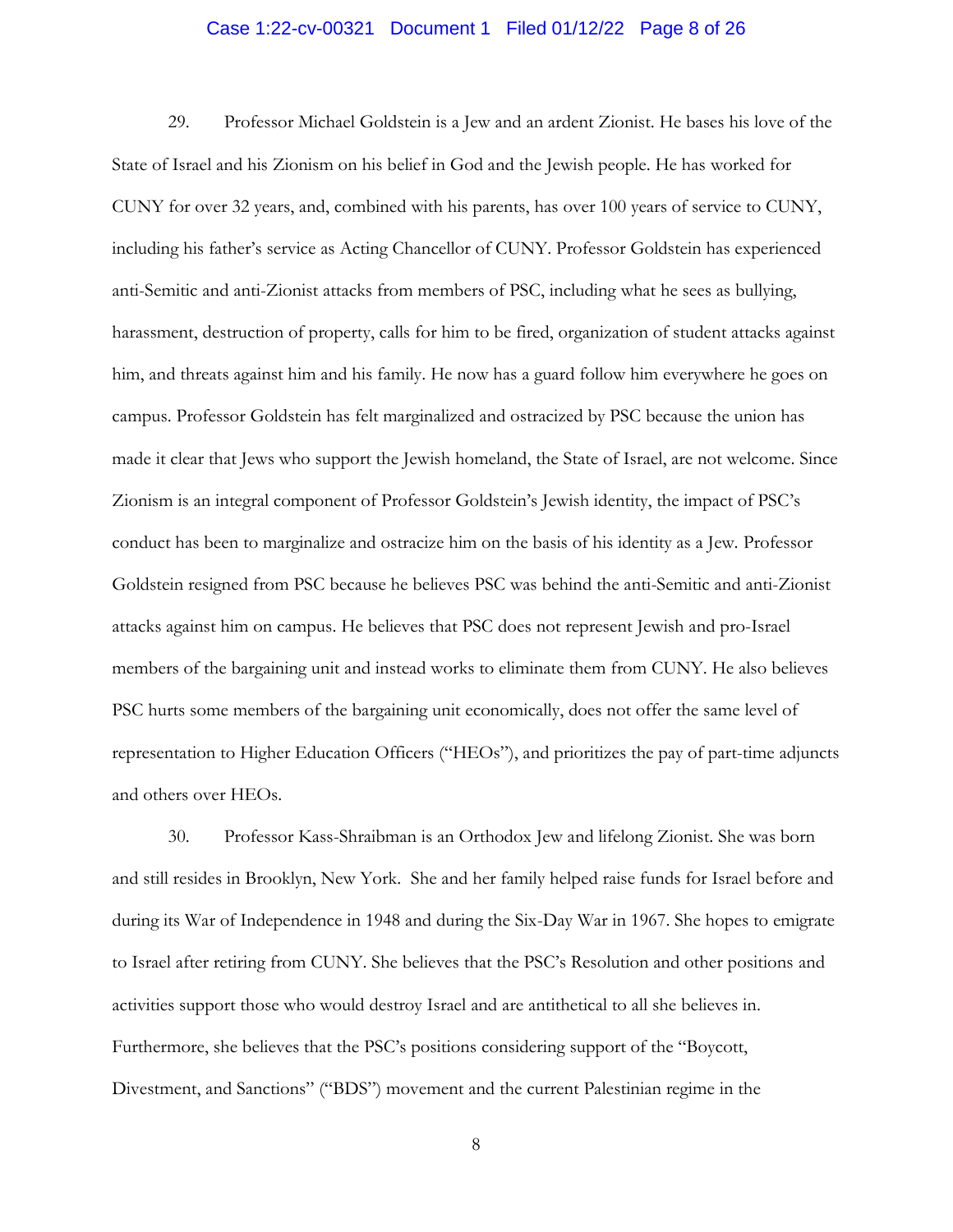29. Professor Michael Goldstein is a Jew and an ardent Zionist. He bases his love of the State of Israel and his Zionism on his belief in God and the Jewish people. He has worked for CUNY for over 32 years, and, combined with his parents, has over 100 years of service to CUNY, including his father's service as Acting Chancellor of CUNY. Professor Goldstein has experienced anti-Semitic and anti-Zionist attacks from members of PSC, including what he sees as bullying, harassment, destruction of property, calls for him to be fired, organization of student attacks against him, and threats against him and his family. He now has a guard follow him everywhere he goes on campus. Professor Goldstein has felt marginalized and ostracized by PSC because the union has made it clear that Jews who support the Jewish homeland, the State of Israel, are not welcome. Since Zionism is an integral component of Professor Goldstein's Jewish identity, the impact of PSC's conduct has been to marginalize and ostracize him on the basis of his identity as a Jew. Professor Goldstein resigned from PSC because he believes PSC was behind the anti-Semitic and anti-Zionist attacks against him on campus. He believes that PSC does not represent Jewish and pro-Israel members of the bargaining unit and instead works to eliminate them from CUNY. He also believes PSC hurts some members of the bargaining unit economically, does not offer the same level of representation to Higher Education Officers ("HEOs"), and prioritizes the pay of part-time adjuncts and others over HEOs.

30. Professor Kass-Shraibman is an Orthodox Jew and lifelong Zionist. She was born and still resides in Brooklyn, New York. She and her family helped raise funds for Israel before and during its War of Independence in 1948 and during the Six-Day War in 1967. She hopes to emigrate to Israel after retiring from CUNY. She believes that the PSC's Resolution and other positions and activities support those who would destroy Israel and are antithetical to all she believes in. Furthermore, she believes that the PSC's positions considering support of the "Boycott, Divestment, and Sanctions" ("BDS") movement and the current Palestinian regime in the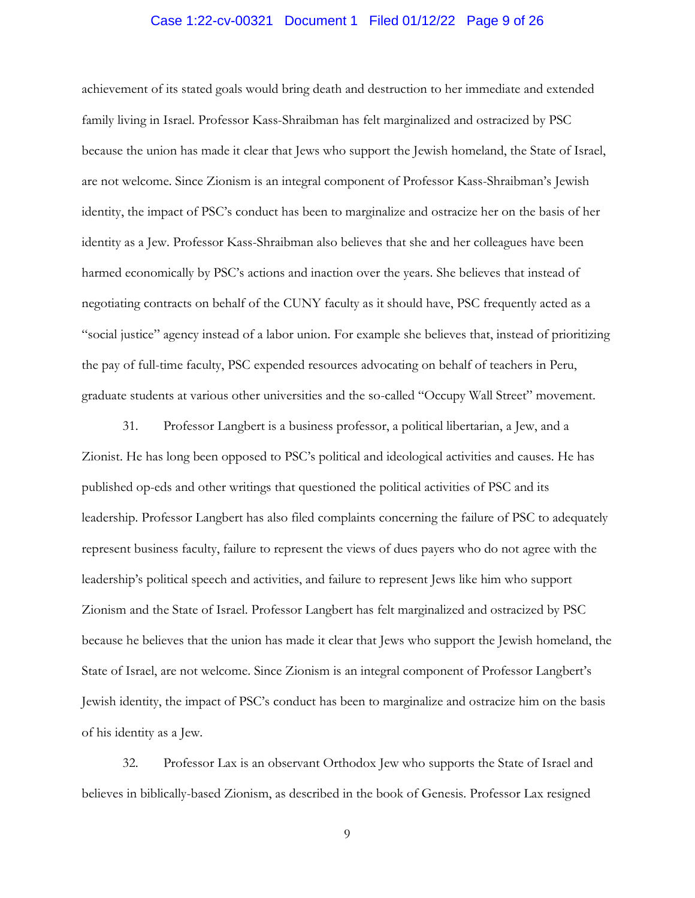achievement of its stated goals would bring death and destruction to her immediate and extended family living in Israel. Professor Kass-Shraibman has felt marginalized and ostracized by PSC because the union has made it clear that Jews who support the Jewish homeland, the State of Israel, are not welcome. Since Zionism is an integral component of Professor Kass-Shraibman's Jewish identity, the impact of PSC's conduct has been to marginalize and ostracize her on the basis of her identity as a Jew. Professor Kass-Shraibman also believes that she and her colleagues have been harmed economically by PSC's actions and inaction over the years. She believes that instead of negotiating contracts on behalf of the CUNY faculty as it should have, PSC frequently acted as a "social justice" agency instead of a labor union. For example she believes that, instead of prioritizing the pay of full-time faculty, PSC expended resources advocating on behalf of teachers in Peru, graduate students at various other universities and the so-called "Occupy Wall Street" movement.

31. Professor Langbert is a business professor, a political libertarian, a Jew, and a Zionist. He has long been opposed to PSC's political and ideological activities and causes. He has published op-eds and other writings that questioned the political activities of PSC and its leadership. Professor Langbert has also filed complaints concerning the failure of PSC to adequately represent business faculty, failure to represent the views of dues payers who do not agree with the leadership's political speech and activities, and failure to represent Jews like him who support Zionism and the State of Israel. Professor Langbert has felt marginalized and ostracized by PSC because he believes that the union has made it clear that Jews who support the Jewish homeland, the State of Israel, are not welcome. Since Zionism is an integral component of Professor Langbert's Jewish identity, the impact of PSC's conduct has been to marginalize and ostracize him on the basis of his identity as a Jew.

32. Professor Lax is an observant Orthodox Jew who supports the State of Israel and believes in biblically-based Zionism, as described in the book of Genesis. Professor Lax resigned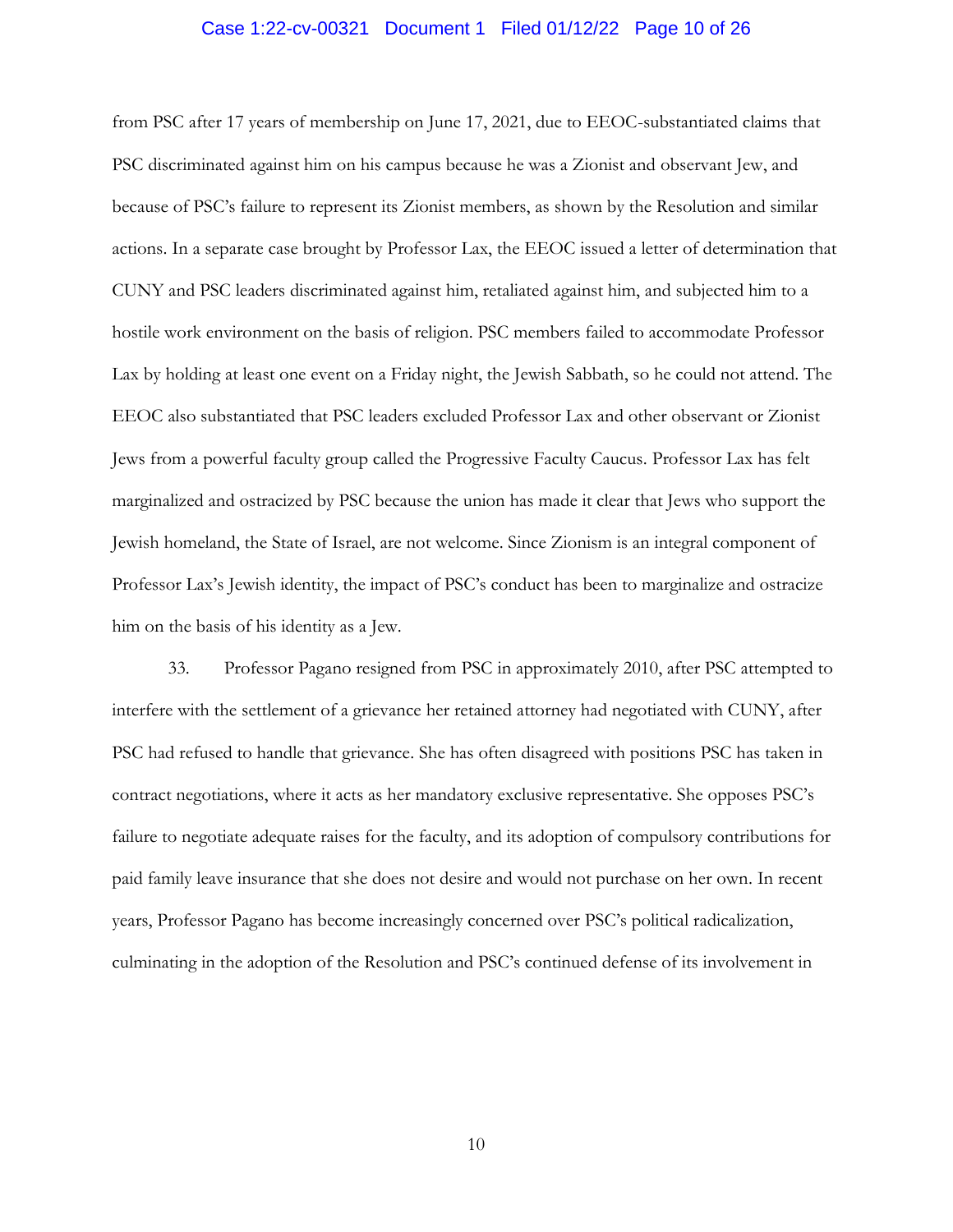from PSC after 17 years of membership on June 17, 2021, due to EEOC-substantiated claims that PSC discriminated against him on his campus because he was a Zionist and observant Jew, and because of PSC's failure to represent its Zionist members, as shown by the Resolution and similar actions. In a separate case brought by Professor Lax, the EEOC issued a letter of determination that CUNY and PSC leaders discriminated against him, retaliated against him, and subjected him to a hostile work environment on the basis of religion. PSC members failed to accommodate Professor Lax by holding at least one event on a Friday night, the Jewish Sabbath, so he could not attend. The EEOC also substantiated that PSC leaders excluded Professor Lax and other observant or Zionist Jews from a powerful faculty group called the Progressive Faculty Caucus. Professor Lax has felt marginalized and ostracized by PSC because the union has made it clear that Jews who support the Jewish homeland, the State of Israel, are not welcome. Since Zionism is an integral component of Professor Lax's Jewish identity, the impact of PSC's conduct has been to marginalize and ostracize him on the basis of his identity as a Jew.

33. Professor Pagano resigned from PSC in approximately 2010, after PSC attempted to interfere with the settlement of a grievance her retained attorney had negotiated with CUNY, after PSC had refused to handle that grievance. She has often disagreed with positions PSC has taken in contract negotiations, where it acts as her mandatory exclusive representative. She opposes PSC's failure to negotiate adequate raises for the faculty, and its adoption of compulsory contributions for paid family leave insurance that she does not desire and would not purchase on her own. In recent years, Professor Pagano has become increasingly concerned over PSC's political radicalization, culminating in the adoption of the Resolution and PSC's continued defense of its involvement in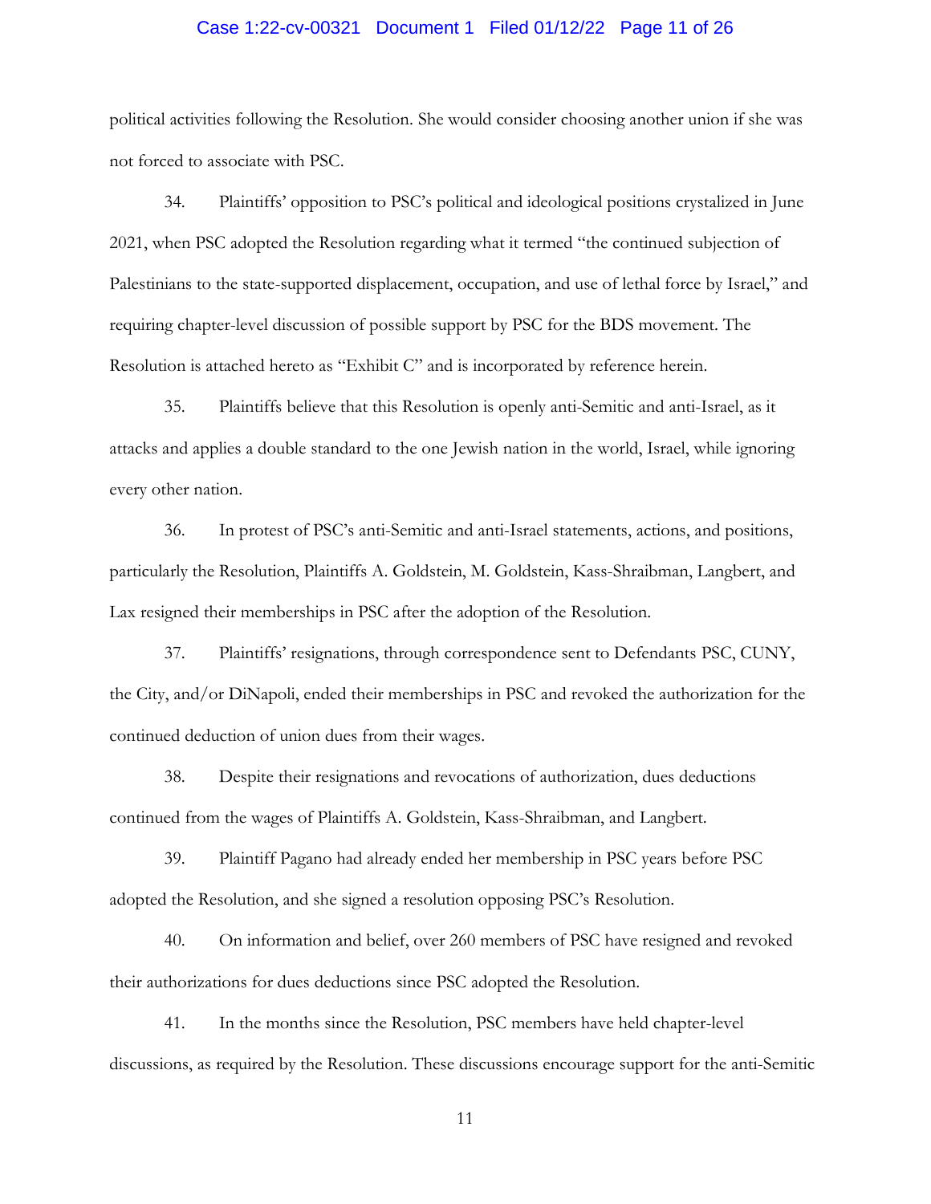political activities following the Resolution. She would consider choosing another union if she was not forced to associate with PSC.

34. Plaintiffs' opposition to PSC's political and ideological positions crystalized in June 2021, when PSC adopted the Resolution regarding what it termed "the continued subjection of Palestinians to the state-supported displacement, occupation, and use of lethal force by Israel," and requiring chapter-level discussion of possible support by PSC for the BDS movement. The Resolution is attached hereto as "Exhibit C" and is incorporated by reference herein.

35. Plaintiffs believe that this Resolution is openly anti-Semitic and anti-Israel, as it attacks and applies a double standard to the one Jewish nation in the world, Israel, while ignoring every other nation.

36. In protest of PSC's anti-Semitic and anti-Israel statements, actions, and positions, particularly the Resolution, Plaintiffs A. Goldstein, M. Goldstein, Kass-Shraibman, Langbert, and Lax resigned their memberships in PSC after the adoption of the Resolution.

37. Plaintiffs' resignations, through correspondence sent to Defendants PSC, CUNY, the City, and/or DiNapoli, ended their memberships in PSC and revoked the authorization for the continued deduction of union dues from their wages.

38. Despite their resignations and revocations of authorization, dues deductions continued from the wages of Plaintiffs A. Goldstein, Kass-Shraibman, and Langbert.

39. Plaintiff Pagano had already ended her membership in PSC years before PSC adopted the Resolution, and she signed a resolution opposing PSC's Resolution.

40. On information and belief, over 260 members of PSC have resigned and revoked their authorizations for dues deductions since PSC adopted the Resolution.

41. In the months since the Resolution, PSC members have held chapter-level discussions, as required by the Resolution. These discussions encourage support for the anti-Semitic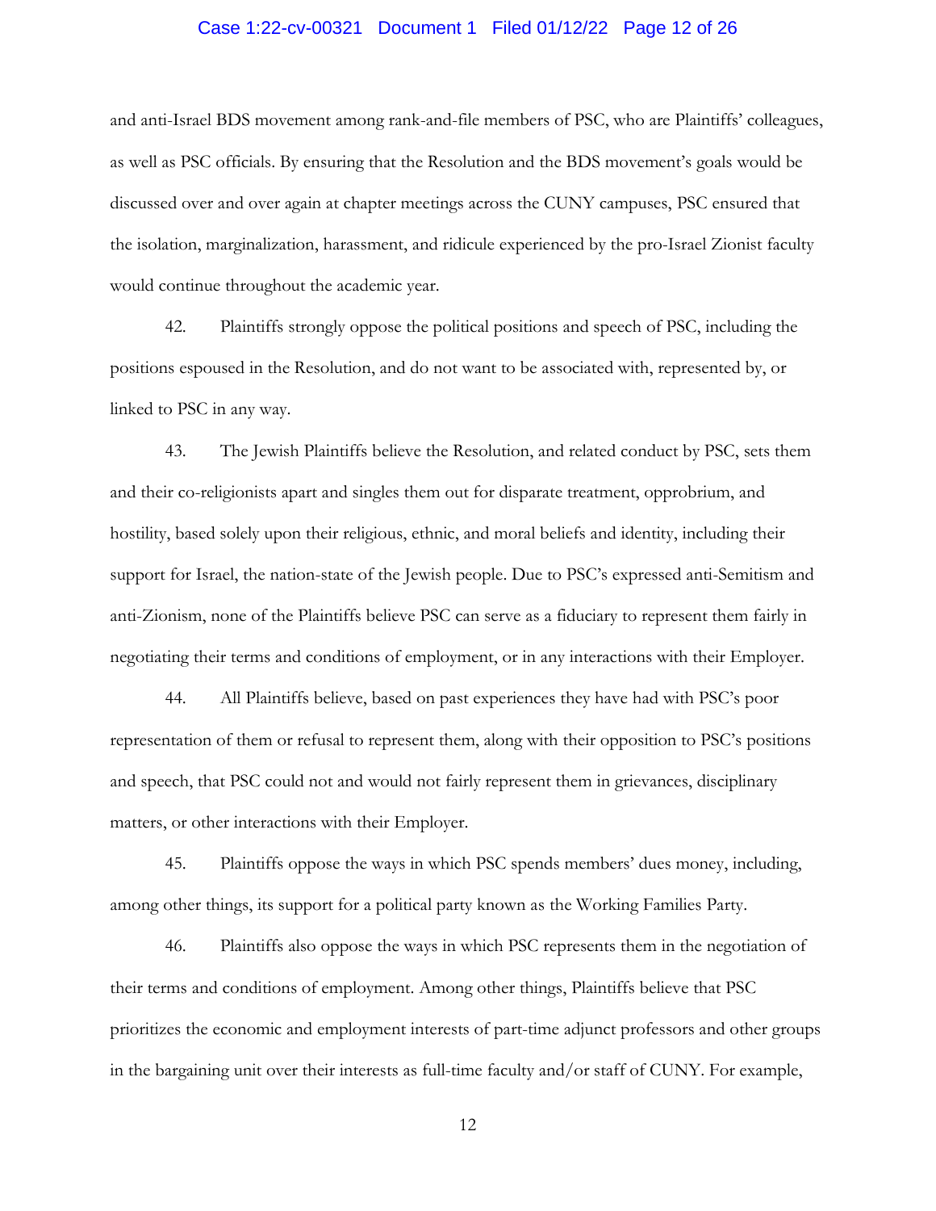and anti-Israel BDS movement among rank-and-file members of PSC, who are Plaintiffs' colleagues, as well as PSC officials. By ensuring that the Resolution and the BDS movement's goals would be discussed over and over again at chapter meetings across the CUNY campuses, PSC ensured that the isolation, marginalization, harassment, and ridicule experienced by the pro-Israel Zionist faculty would continue throughout the academic year.

42. Plaintiffs strongly oppose the political positions and speech of PSC, including the positions espoused in the Resolution, and do not want to be associated with, represented by, or linked to PSC in any way.

43. The Jewish Plaintiffs believe the Resolution, and related conduct by PSC, sets them and their co-religionists apart and singles them out for disparate treatment, opprobrium, and hostility, based solely upon their religious, ethnic, and moral beliefs and identity, including their support for Israel, the nation-state of the Jewish people. Due to PSC's expressed anti-Semitism and anti-Zionism, none of the Plaintiffs believe PSC can serve as a fiduciary to represent them fairly in negotiating their terms and conditions of employment, or in any interactions with their Employer.

44. All Plaintiffs believe, based on past experiences they have had with PSC's poor representation of them or refusal to represent them, along with their opposition to PSC's positions and speech, that PSC could not and would not fairly represent them in grievances, disciplinary matters, or other interactions with their Employer.

45. Plaintiffs oppose the ways in which PSC spends members' dues money, including, among other things, its support for a political party known as the Working Families Party.

46. Plaintiffs also oppose the ways in which PSC represents them in the negotiation of their terms and conditions of employment. Among other things, Plaintiffs believe that PSC prioritizes the economic and employment interests of part-time adjunct professors and other groups in the bargaining unit over their interests as full-time faculty and/or staff of CUNY. For example,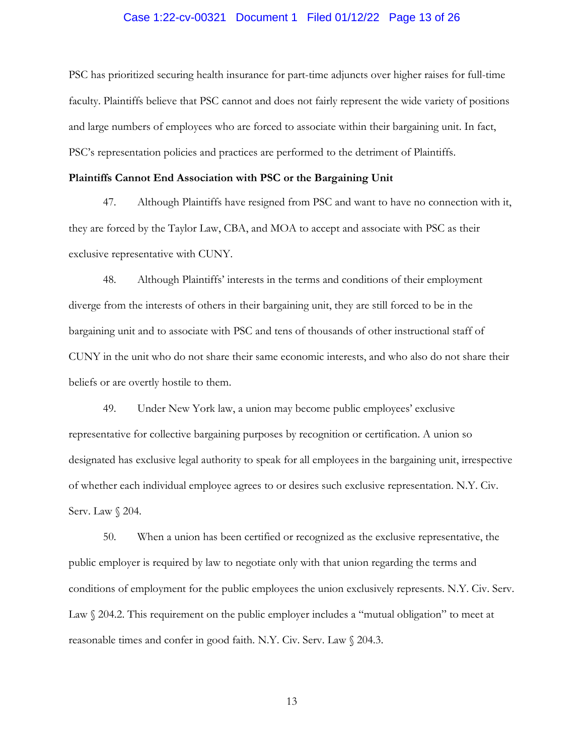PSC has prioritized securing health insurance for part-time adjuncts over higher raises for full-time faculty. Plaintiffs believe that PSC cannot and does not fairly represent the wide variety of positions and large numbers of employees who are forced to associate within their bargaining unit. In fact, PSC's representation policies and practices are performed to the detriment of Plaintiffs.

**Plaintiffs Cannot End Association with PSC or the Bargaining Unit**

47. Although Plaintiffs have resigned from PSC and want to have no connection with it, they are forced by the Taylor Law, CBA, and MOA to accept and associate with PSC as their exclusive representative with CUNY.

48. Although Plaintiffs' interests in the terms and conditions of their employment diverge from the interests of others in their bargaining unit, they are still forced to be in the bargaining unit and to associate with PSC and tens of thousands of other instructional staff of CUNY in the unit who do not share their same economic interests, and who also do not share their beliefs or are overtly hostile to them.

49. Under New York law, a union may become public employees' exclusive representative for collective bargaining purposes by recognition or certification. A union so designated has exclusive legal authority to speak for all employees in the bargaining unit, irrespective of whether each individual employee agrees to or desires such exclusive representation. N.Y. Civ. Serv. Law § 204.

50. When a union has been certified or recognized as the exclusive representative, the public employer is required by law to negotiate only with that union regarding the terms and conditions of employment for the public employees the union exclusively represents. N.Y. Civ. Serv. Law § 204.2. This requirement on the public employer includes a "mutual obligation" to meet at reasonable times and confer in good faith. N.Y. Civ. Serv. Law § 204.3.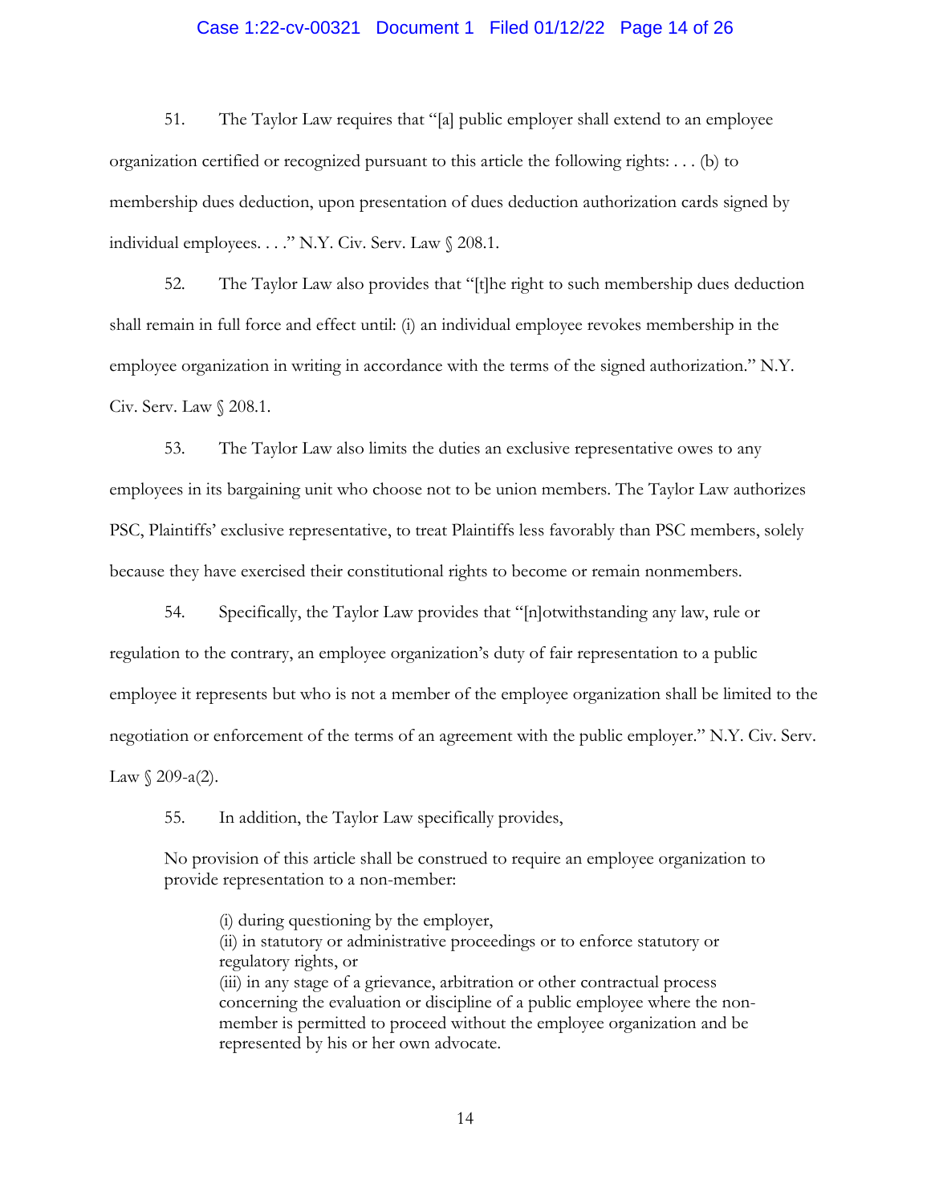51. The Taylor Law requires that "[a] public employer shall extend to an employee organization certified or recognized pursuant to this article the following rights: . . . (b) to membership dues deduction, upon presentation of dues deduction authorization cards signed by individual employees. . . ." N.Y. Civ. Serv. Law § 208.1.

52. The Taylor Law also provides that "[t]he right to such membership dues deduction shall remain in full force and effect until: (i) an individual employee revokes membership in the employee organization in writing in accordance with the terms of the signed authorization." N.Y. Civ. Serv. Law § 208.1.

53. The Taylor Law also limits the duties an exclusive representative owes to any employees in its bargaining unit who choose not to be union members. The Taylor Law authorizes PSC, Plaintiffs' exclusive representative, to treat Plaintiffs less favorably than PSC members, solely because they have exercised their constitutional rights to become or remain nonmembers.

54. Specifically, the Taylor Law provides that "[n]otwithstanding any law, rule or regulation to the contrary, an employee organization's duty of fair representation to a public employee it represents but who is not a member of the employee organization shall be limited to the negotiation or enforcement of the terms of an agreement with the public employer." N.Y. Civ. Serv. Law § 209-a(2).

55. In addition, the Taylor Law specifically provides,

> No provision of this article shall be construed to require an employee organization to provide representation to a non-member:
>
> (i) during questioning by the employer,
> (ii) in statutory or administrative proceedings or to enforce statutory or regulatory rights, or
> (iii) in any stage of a grievance, arbitration or other contractual process concerning the evaluation or discipline of a public employee where the non-member is permitted to proceed without the employee organization and be represented by his or her own advocate.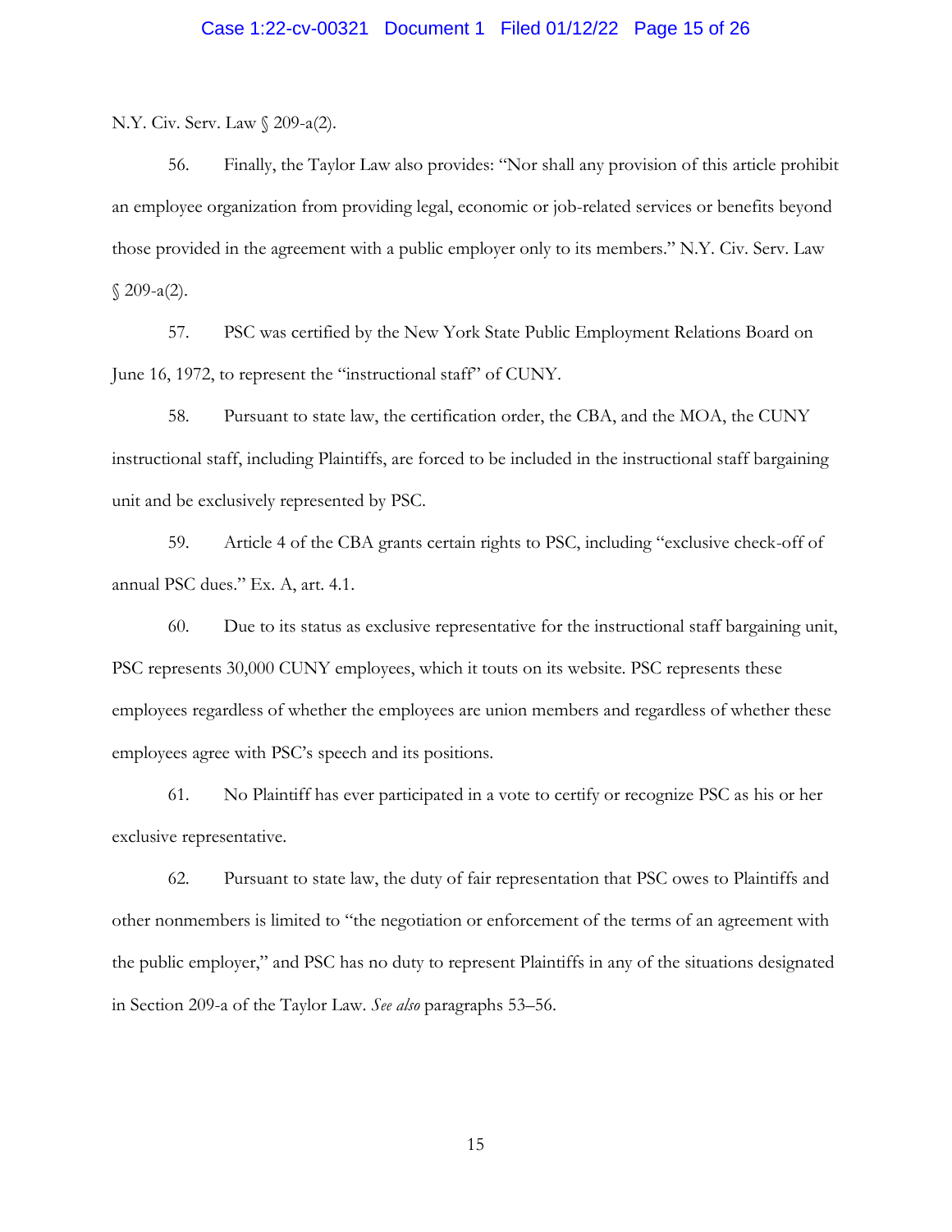N.Y. Civ. Serv. Law § 209-a(2).

56. Finally, the Taylor Law also provides: "Nor shall any provision of this article prohibit an employee organization from providing legal, economic or job-related services or benefits beyond those provided in the agreement with a public employer only to its members." N.Y. Civ. Serv. Law § 209-a(2).

57. PSC was certified by the New York State Public Employment Relations Board on June 16, 1972, to represent the "instructional staff" of CUNY.

58. Pursuant to state law, the certification order, the CBA, and the MOA, the CUNY instructional staff, including Plaintiffs, are forced to be included in the instructional staff bargaining unit and be exclusively represented by PSC.

59. Article 4 of the CBA grants certain rights to PSC, including "exclusive check-off of annual PSC dues." Ex. A, art. 4.1.

60. Due to its status as exclusive representative for the instructional staff bargaining unit, PSC represents 30,000 CUNY employees, which it touts on its website. PSC represents these employees regardless of whether the employees are union members and regardless of whether these employees agree with PSC's speech and its positions.

61. No Plaintiff has ever participated in a vote to certify or recognize PSC as his or her exclusive representative.

62. Pursuant to state law, the duty of fair representation that PSC owes to Plaintiffs and other nonmembers is limited to "the negotiation or enforcement of the terms of an agreement with the public employer," and PSC has no duty to represent Plaintiffs in any of the situations designated in Section 209-a of the Taylor Law. *See also* paragraphs 53–56.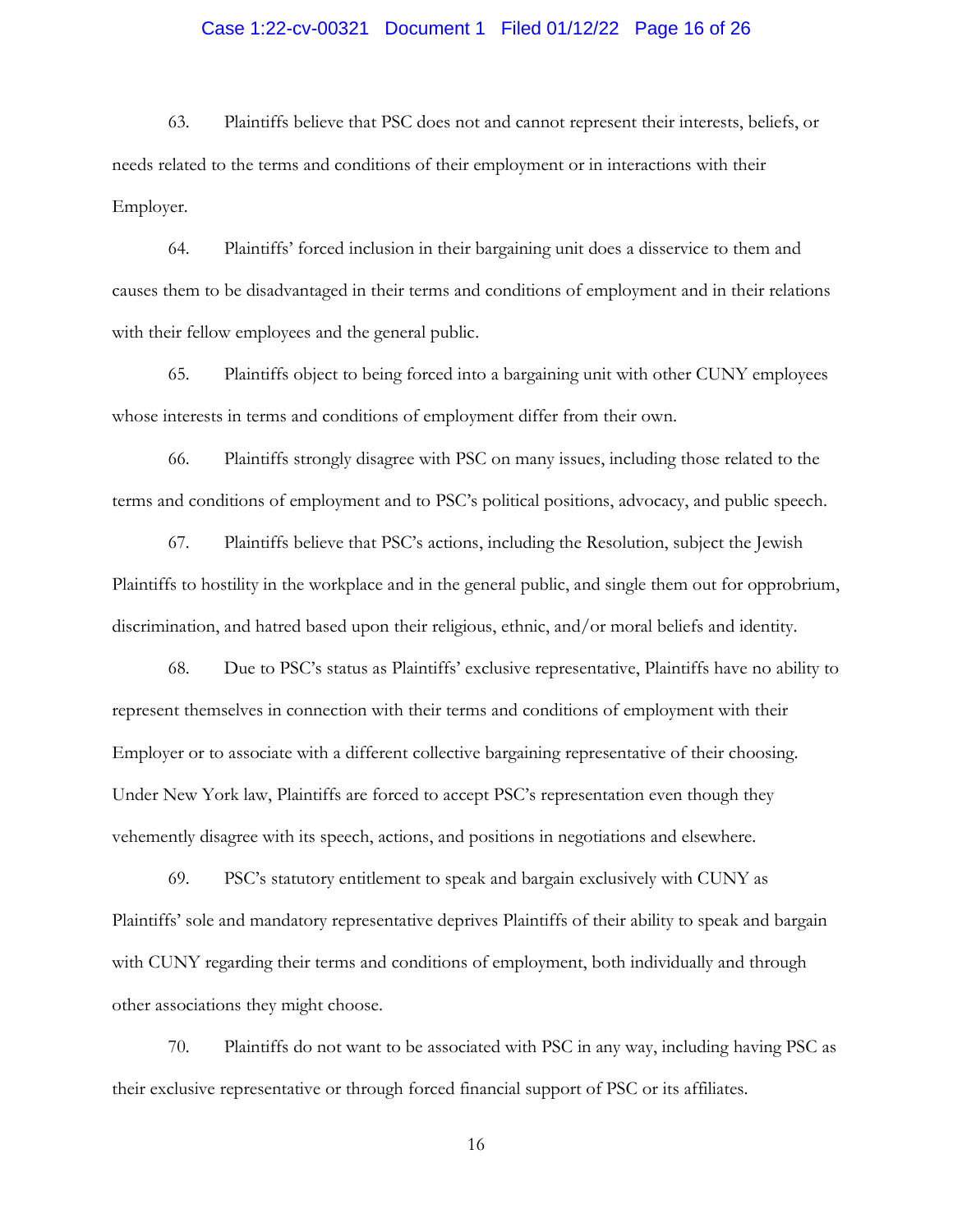63. Plaintiffs believe that PSC does not and cannot represent their interests, beliefs, or needs related to the terms and conditions of their employment or in interactions with their Employer.

64. Plaintiffs' forced inclusion in their bargaining unit does a disservice to them and causes them to be disadvantaged in their terms and conditions of employment and in their relations with their fellow employees and the general public.

65. Plaintiffs object to being forced into a bargaining unit with other CUNY employees whose interests in terms and conditions of employment differ from their own.

66. Plaintiffs strongly disagree with PSC on many issues, including those related to the terms and conditions of employment and to PSC's political positions, advocacy, and public speech.

67. Plaintiffs believe that PSC's actions, including the Resolution, subject the Jewish Plaintiffs to hostility in the workplace and in the general public, and single them out for opprobrium, discrimination, and hatred based upon their religious, ethnic, and/or moral beliefs and identity.

68. Due to PSC's status as Plaintiffs' exclusive representative, Plaintiffs have no ability to represent themselves in connection with their terms and conditions of employment with their Employer or to associate with a different collective bargaining representative of their choosing. Under New York law, Plaintiffs are forced to accept PSC's representation even though they vehemently disagree with its speech, actions, and positions in negotiations and elsewhere.

69. PSC's statutory entitlement to speak and bargain exclusively with CUNY as Plaintiffs' sole and mandatory representative deprives Plaintiffs of their ability to speak and bargain with CUNY regarding their terms and conditions of employment, both individually and through other associations they might choose.

70. Plaintiffs do not want to be associated with PSC in any way, including having PSC as their exclusive representative or through forced financial support of PSC or its affiliates.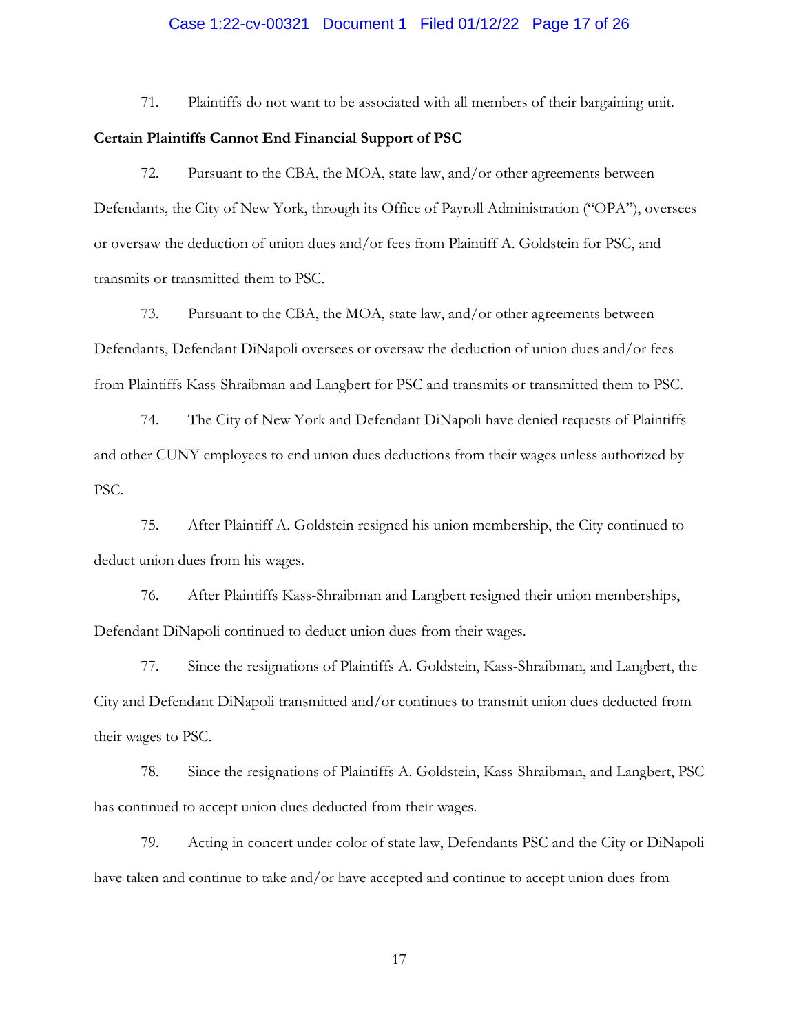71. Plaintiffs do not want to be associated with all members of their bargaining unit.

**Certain Plaintiffs Cannot End Financial Support of PSC**

72. Pursuant to the CBA, the MOA, state law, and/or other agreements between Defendants, the City of New York, through its Office of Payroll Administration ("OPA"), oversees or oversaw the deduction of union dues and/or fees from Plaintiff A. Goldstein for PSC, and transmits or transmitted them to PSC.

73. Pursuant to the CBA, the MOA, state law, and/or other agreements between Defendants, Defendant DiNapoli oversees or oversaw the deduction of union dues and/or fees from Plaintiffs Kass-Shraibman and Langbert for PSC and transmits or transmitted them to PSC.

74. The City of New York and Defendant DiNapoli have denied requests of Plaintiffs and other CUNY employees to end union dues deductions from their wages unless authorized by PSC.

75. After Plaintiff A. Goldstein resigned his union membership, the City continued to deduct union dues from his wages.

76. After Plaintiffs Kass-Shraibman and Langbert resigned their union memberships, Defendant DiNapoli continued to deduct union dues from their wages.

77. Since the resignations of Plaintiffs A. Goldstein, Kass-Shraibman, and Langbert, the City and Defendant DiNapoli transmitted and/or continues to transmit union dues deducted from their wages to PSC.

78. Since the resignations of Plaintiffs A. Goldstein, Kass-Shraibman, and Langbert, PSC has continued to accept union dues deducted from their wages.

79. Acting in concert under color of state law, Defendants PSC and the City or DiNapoli have taken and continue to take and/or have accepted and continue to accept union dues from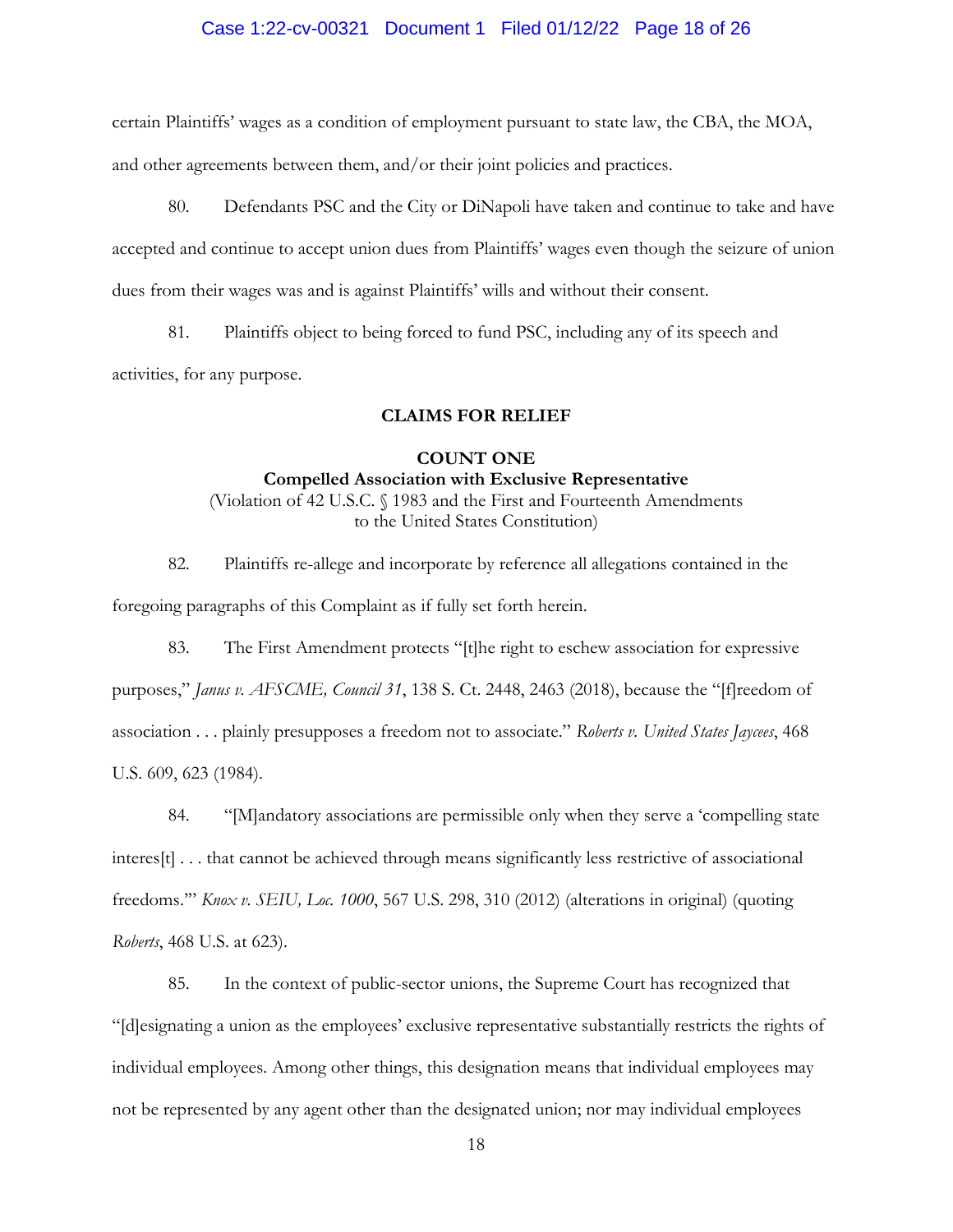certain Plaintiffs' wages as a condition of employment pursuant to state law, the CBA, the MOA, and other agreements between them, and/or their joint policies and practices.

80. Defendants PSC and the City or DiNapoli have taken and continue to take and have accepted and continue to accept union dues from Plaintiffs' wages even though the seizure of union dues from their wages was and is against Plaintiffs' wills and without their consent.

81. Plaintiffs object to being forced to fund PSC, including any of its speech and activities, for any purpose.

## CLAIMS FOR RELIEF

### COUNT ONE
**Compelled Association with Exclusive Representative**
(Violation of 42 U.S.C. § 1983 and the First and Fourteenth Amendments to the United States Constitution)

82. Plaintiffs re-allege and incorporate by reference all allegations contained in the foregoing paragraphs of this Complaint as if fully set forth herein.

83. The First Amendment protects "[t]he right to eschew association for expressive purposes," *Janus v. AFSCME, Council 31*, 138 S. Ct. 2448, 2463 (2018), because the "[f]reedom of association . . . plainly presupposes a freedom not to associate." *Roberts v. United States Jaycees*, 468 U.S. 609, 623 (1984).

84. "[M]andatory associations are permissible only when they serve a 'compelling state interes[t] . . . that cannot be achieved through means significantly less restrictive of associational freedoms.'" *Knox v. SEIU, Loc. 1000*, 567 U.S. 298, 310 (2012) (alterations in original) (quoting *Roberts*, 468 U.S. at 623).

85. In the context of public-sector unions, the Supreme Court has recognized that "[d]esignating a union as the employees' exclusive representative substantially restricts the rights of individual employees. Among other things, this designation means that individual employees may not be represented by any agent other than the designated union; nor may individual employees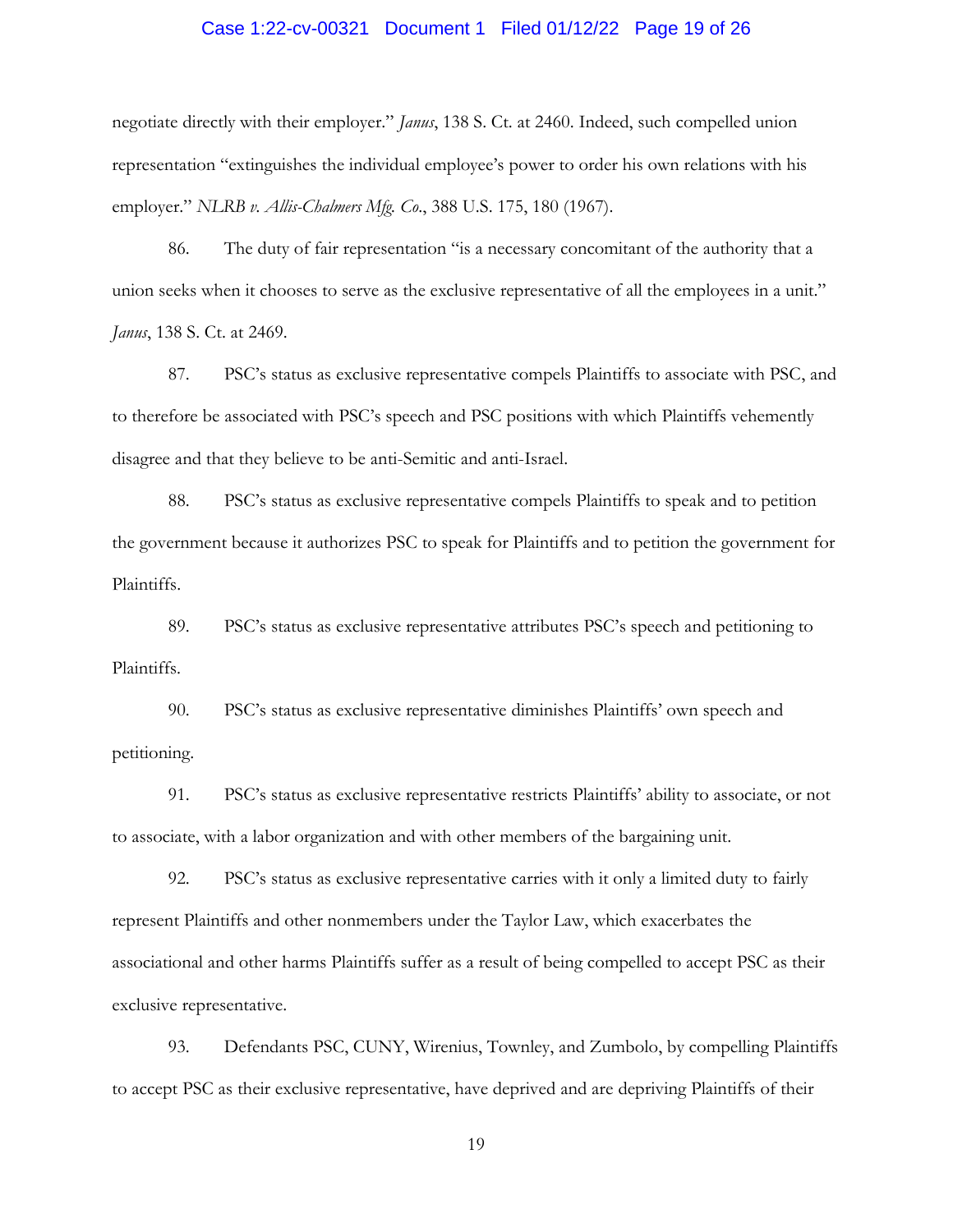negotiate directly with their employer." *Janus*, 138 S. Ct. at 2460. Indeed, such compelled union representation "extinguishes the individual employee's power to order his own relations with his employer." *NLRB v. Allis-Chalmers Mfg. Co.*, 388 U.S. 175, 180 (1967).

86. The duty of fair representation "is a necessary concomitant of the authority that a union seeks when it chooses to serve as the exclusive representative of all the employees in a unit." *Janus*, 138 S. Ct. at 2469.

87. PSC's status as exclusive representative compels Plaintiffs to associate with PSC, and to therefore be associated with PSC's speech and PSC positions with which Plaintiffs vehemently disagree and that they believe to be anti-Semitic and anti-Israel.

88. PSC's status as exclusive representative compels Plaintiffs to speak and to petition the government because it authorizes PSC to speak for Plaintiffs and to petition the government for Plaintiffs.

89. PSC's status as exclusive representative attributes PSC's speech and petitioning to Plaintiffs.

90. PSC's status as exclusive representative diminishes Plaintiffs' own speech and petitioning.

91. PSC's status as exclusive representative restricts Plaintiffs' ability to associate, or not to associate, with a labor organization and with other members of the bargaining unit.

92. PSC's status as exclusive representative carries with it only a limited duty to fairly represent Plaintiffs and other nonmembers under the Taylor Law, which exacerbates the associational and other harms Plaintiffs suffer as a result of being compelled to accept PSC as their exclusive representative.

93. Defendants PSC, CUNY, Wirenius, Townley, and Zumbolo, by compelling Plaintiffs to accept PSC as their exclusive representative, have deprived and are depriving Plaintiffs of their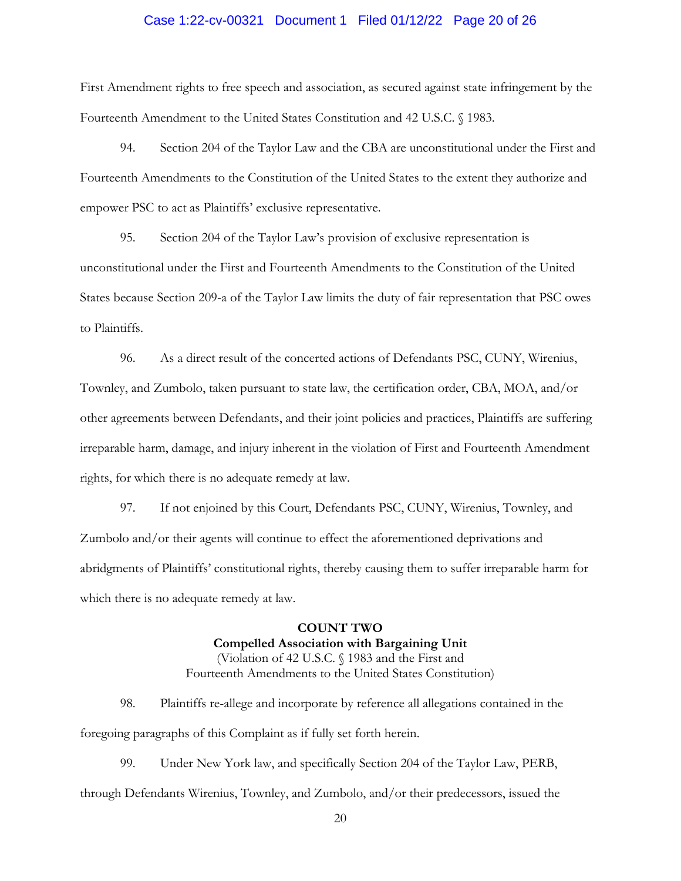First Amendment rights to free speech and association, as secured against state infringement by the Fourteenth Amendment to the United States Constitution and 42 U.S.C. § 1983.

94. Section 204 of the Taylor Law and the CBA are unconstitutional under the First and Fourteenth Amendments to the Constitution of the United States to the extent they authorize and empower PSC to act as Plaintiffs' exclusive representative.

95. Section 204 of the Taylor Law's provision of exclusive representation is unconstitutional under the First and Fourteenth Amendments to the Constitution of the United States because Section 209-a of the Taylor Law limits the duty of fair representation that PSC owes to Plaintiffs.

96. As a direct result of the concerted actions of Defendants PSC, CUNY, Wirenius, Townley, and Zumbolo, taken pursuant to state law, the certification order, CBA, MOA, and/or other agreements between Defendants, and their joint policies and practices, Plaintiffs are suffering irreparable harm, damage, and injury inherent in the violation of First and Fourteenth Amendment rights, for which there is no adequate remedy at law.

97. If not enjoined by this Court, Defendants PSC, CUNY, Wirenius, Townley, and Zumbolo and/or their agents will continue to effect the aforementioned deprivations and abridgments of Plaintiffs' constitutional rights, thereby causing them to suffer irreparable harm for which there is no adequate remedy at law.

## COUNT TWO
### Compelled Association with Bargaining Unit
(Violation of 42 U.S.C. § 1983 and the First and Fourteenth Amendments to the United States Constitution)

98. Plaintiffs re-allege and incorporate by reference all allegations contained in the foregoing paragraphs of this Complaint as if fully set forth herein.

99. Under New York law, and specifically Section 204 of the Taylor Law, PERB, through Defendants Wirenius, Townley, and Zumbolo, and/or their predecessors, issued the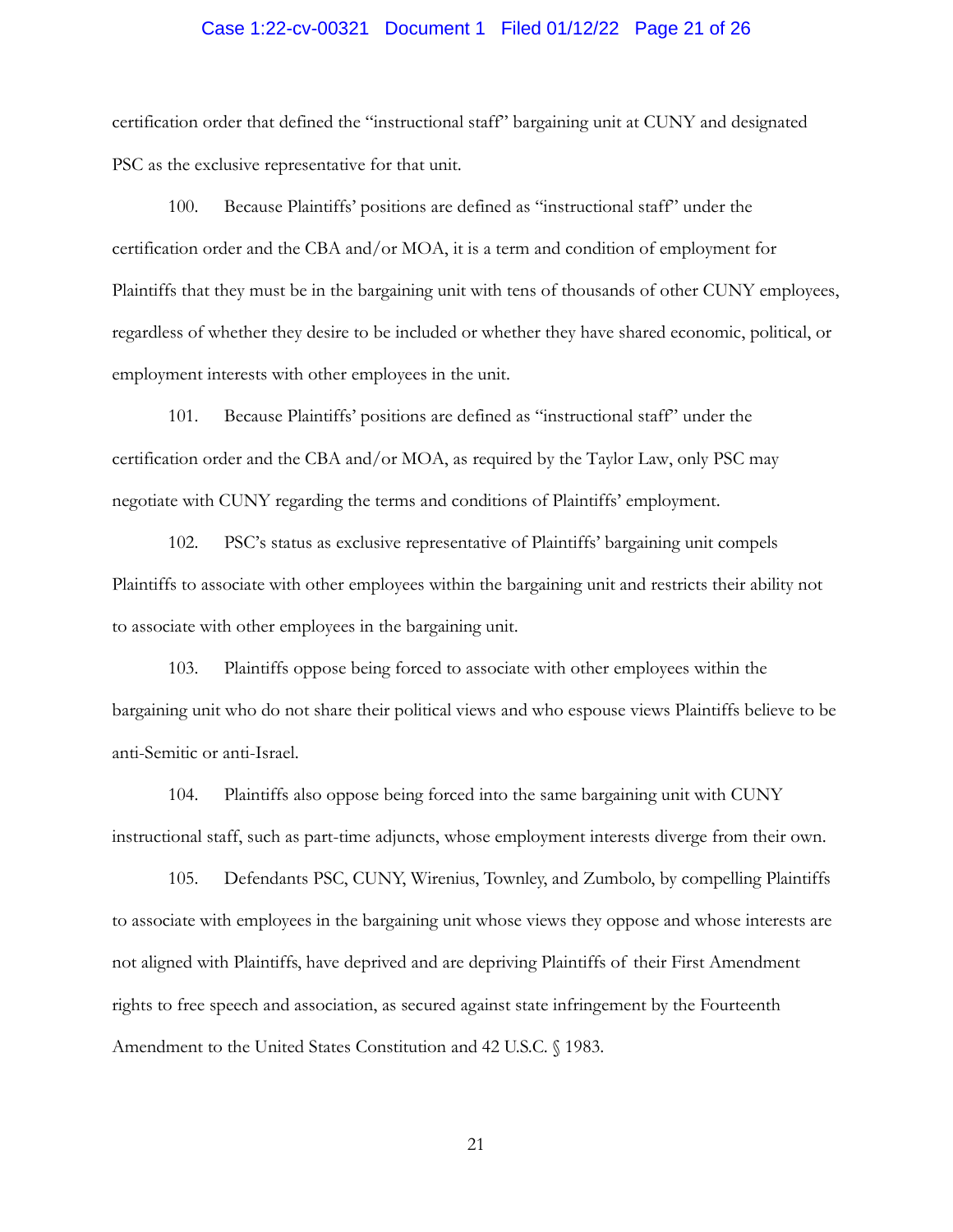certification order that defined the "instructional staff" bargaining unit at CUNY and designated PSC as the exclusive representative for that unit.

100. Because Plaintiffs' positions are defined as "instructional staff" under the certification order and the CBA and/or MOA, it is a term and condition of employment for Plaintiffs that they must be in the bargaining unit with tens of thousands of other CUNY employees, regardless of whether they desire to be included or whether they have shared economic, political, or employment interests with other employees in the unit.

101. Because Plaintiffs' positions are defined as "instructional staff" under the certification order and the CBA and/or MOA, as required by the Taylor Law, only PSC may negotiate with CUNY regarding the terms and conditions of Plaintiffs' employment.

102. PSC's status as exclusive representative of Plaintiffs' bargaining unit compels Plaintiffs to associate with other employees within the bargaining unit and restricts their ability not to associate with other employees in the bargaining unit.

103. Plaintiffs oppose being forced to associate with other employees within the bargaining unit who do not share their political views and who espouse views Plaintiffs believe to be anti-Semitic or anti-Israel.

104. Plaintiffs also oppose being forced into the same bargaining unit with CUNY instructional staff, such as part-time adjuncts, whose employment interests diverge from their own.

105. Defendants PSC, CUNY, Wirenius, Townley, and Zumbolo, by compelling Plaintiffs to associate with employees in the bargaining unit whose views they oppose and whose interests are not aligned with Plaintiffs, have deprived and are depriving Plaintiffs of their First Amendment rights to free speech and association, as secured against state infringement by the Fourteenth Amendment to the United States Constitution and 42 U.S.C. § 1983.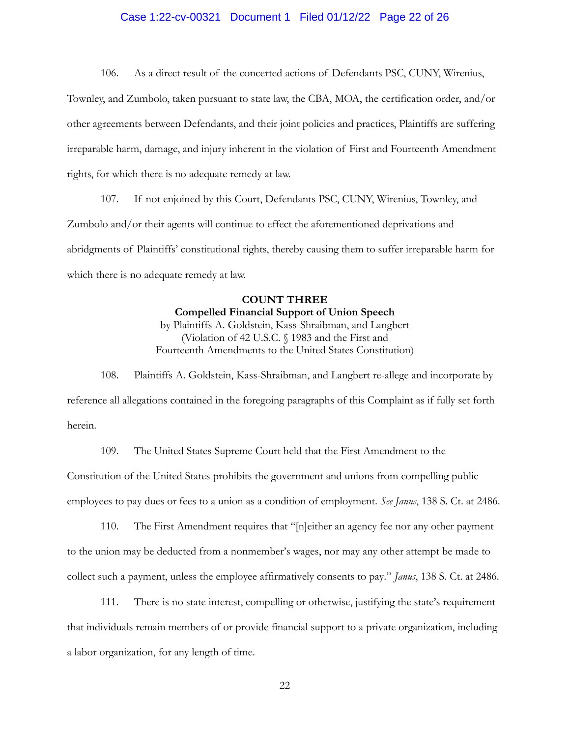106. As a direct result of the concerted actions of Defendants PSC, CUNY, Wirenius, Townley, and Zumbolo, taken pursuant to state law, the CBA, MOA, the certification order, and/or other agreements between Defendants, and their joint policies and practices, Plaintiffs are suffering irreparable harm, damage, and injury inherent in the violation of First and Fourteenth Amendment rights, for which there is no adequate remedy at law.

107. If not enjoined by this Court, Defendants PSC, CUNY, Wirenius, Townley, and Zumbolo and/or their agents will continue to effect the aforementioned deprivations and abridgments of Plaintiffs' constitutional rights, thereby causing them to suffer irreparable harm for which there is no adequate remedy at law.

**COUNT THREE**
**Compelled Financial Support of Union Speech**
by Plaintiffs A. Goldstein, Kass-Shraibman, and Langbert
(Violation of 42 U.S.C. § 1983 and the First and
Fourteenth Amendments to the United States Constitution)

108. Plaintiffs A. Goldstein, Kass-Shraibman, and Langbert re-allege and incorporate by reference all allegations contained in the foregoing paragraphs of this Complaint as if fully set forth herein.

109. The United States Supreme Court held that the First Amendment to the Constitution of the United States prohibits the government and unions from compelling public employees to pay dues or fees to a union as a condition of employment. *See Janus*, 138 S. Ct. at 2486.

110. The First Amendment requires that "[n]either an agency fee nor any other payment to the union may be deducted from a nonmember's wages, nor may any other attempt be made to collect such a payment, unless the employee affirmatively consents to pay." *Janus*, 138 S. Ct. at 2486.

111. There is no state interest, compelling or otherwise, justifying the state's requirement that individuals remain members of or provide financial support to a private organization, including a labor organization, for any length of time.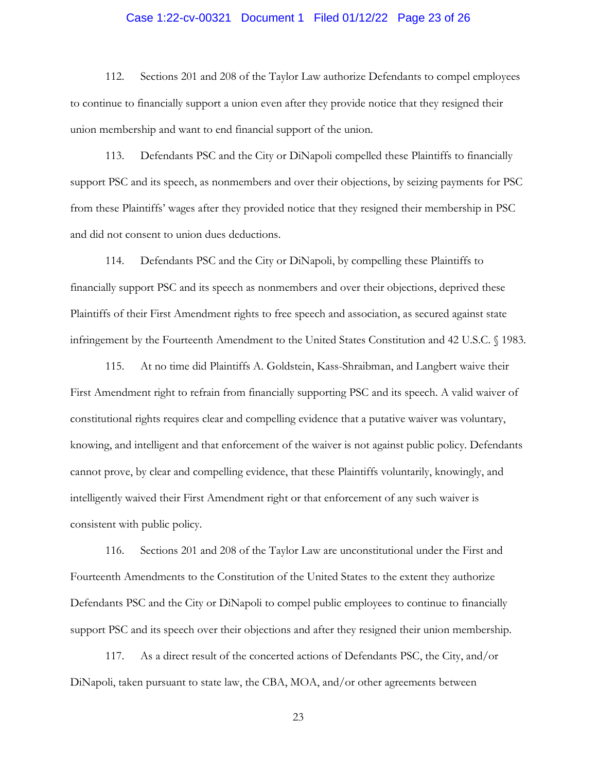112. Sections 201 and 208 of the Taylor Law authorize Defendants to compel employees to continue to financially support a union even after they provide notice that they resigned their union membership and want to end financial support of the union.

113. Defendants PSC and the City or DiNapoli compelled these Plaintiffs to financially support PSC and its speech, as nonmembers and over their objections, by seizing payments for PSC from these Plaintiffs' wages after they provided notice that they resigned their membership in PSC and did not consent to union dues deductions.

114. Defendants PSC and the City or DiNapoli, by compelling these Plaintiffs to financially support PSC and its speech as nonmembers and over their objections, deprived these Plaintiffs of their First Amendment rights to free speech and association, as secured against state infringement by the Fourteenth Amendment to the United States Constitution and 42 U.S.C. § 1983.

115. At no time did Plaintiffs A. Goldstein, Kass-Shraibman, and Langbert waive their First Amendment right to refrain from financially supporting PSC and its speech. A valid waiver of constitutional rights requires clear and compelling evidence that a putative waiver was voluntary, knowing, and intelligent and that enforcement of the waiver is not against public policy. Defendants cannot prove, by clear and compelling evidence, that these Plaintiffs voluntarily, knowingly, and intelligently waived their First Amendment right or that enforcement of any such waiver is consistent with public policy.

116. Sections 201 and 208 of the Taylor Law are unconstitutional under the First and Fourteenth Amendments to the Constitution of the United States to the extent they authorize Defendants PSC and the City or DiNapoli to compel public employees to continue to financially support PSC and its speech over their objections and after they resigned their union membership.

117. As a direct result of the concerted actions of Defendants PSC, the City, and/or DiNapoli, taken pursuant to state law, the CBA, MOA, and/or other agreements between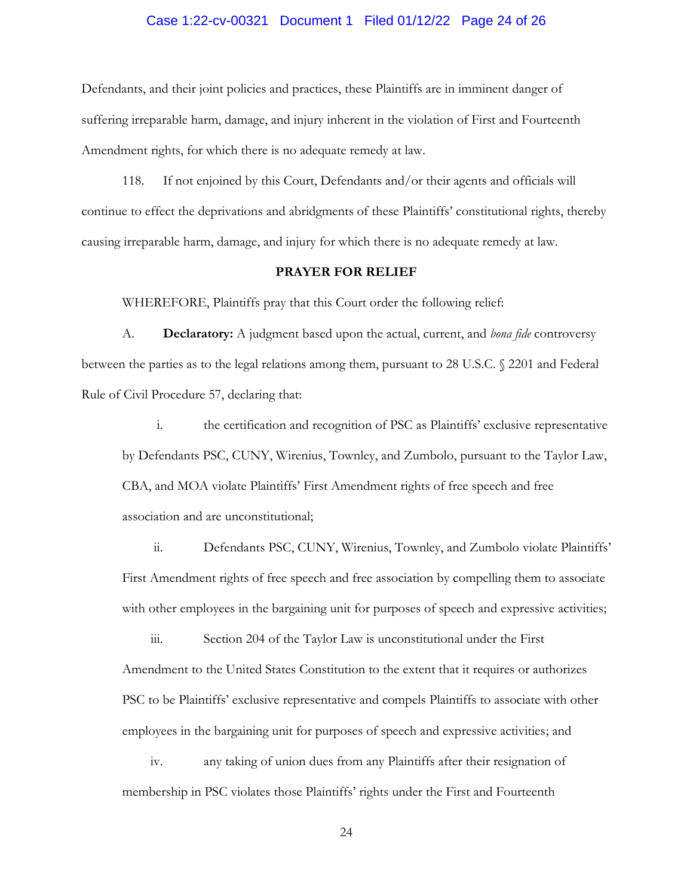Defendants, and their joint policies and practices, these Plaintiffs are in imminent danger of suffering irreparable harm, damage, and injury inherent in the violation of First and Fourteenth Amendment rights, for which there is no adequate remedy at law.

118. If not enjoined by this Court, Defendants and/or their agents and officials will continue to effect the deprivations and abridgments of these Plaintiffs' constitutional rights, thereby causing irreparable harm, damage, and injury for which there is no adequate remedy at law.

## PRAYER FOR RELIEF

WHEREFORE, Plaintiffs pray that this Court order the following relief:

A. **Declaratory:** A judgment based upon the actual, current, and *bona fide* controversy between the parties as to the legal relations among them, pursuant to 28 U.S.C. § 2201 and Federal Rule of Civil Procedure 57, declaring that:

i. the certification and recognition of PSC as Plaintiffs' exclusive representative by Defendants PSC, CUNY, Wirenius, Townley, and Zumbolo, pursuant to the Taylor Law, CBA, and MOA violate Plaintiffs' First Amendment rights of free speech and free association and are unconstitutional;

ii. Defendants PSC, CUNY, Wirenius, Townley, and Zumbolo violate Plaintiffs' First Amendment rights of free speech and free association by compelling them to associate with other employees in the bargaining unit for purposes of speech and expressive activities;

iii. Section 204 of the Taylor Law is unconstitutional under the First Amendment to the United States Constitution to the extent that it requires or authorizes PSC to be Plaintiffs' exclusive representative and compels Plaintiffs to associate with other employees in the bargaining unit for purposes of speech and expressive activities; and

iv. any taking of union dues from any Plaintiffs after their resignation of membership in PSC violates those Plaintiffs' rights under the First and Fourteenth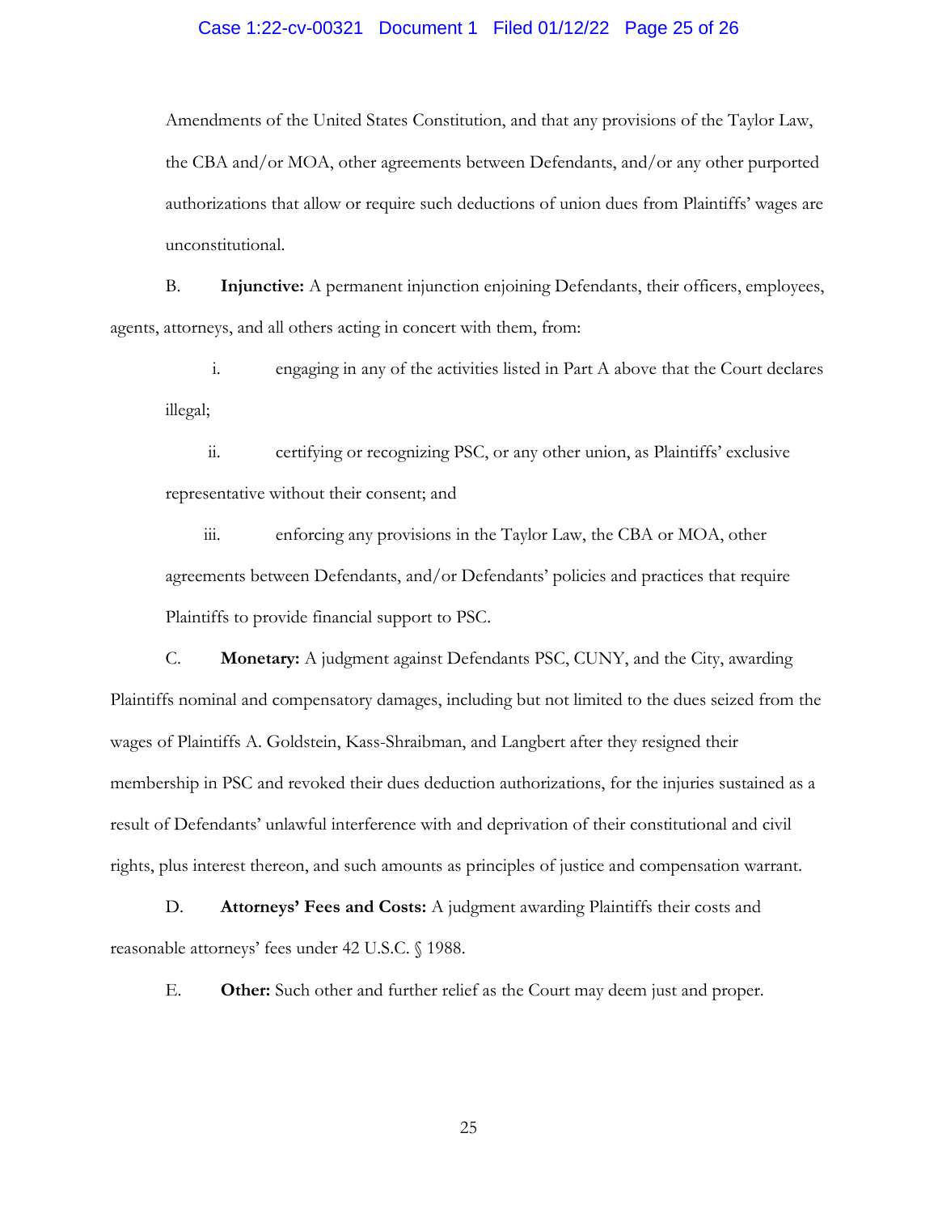Amendments of the United States Constitution, and that any provisions of the Taylor Law, the CBA and/or MOA, other agreements between Defendants, and/or any other purported authorizations that allow or require such deductions of union dues from Plaintiffs' wages are unconstitutional.

B. **Injunctive:** A permanent injunction enjoining Defendants, their officers, employees, agents, attorneys, and all others acting in concert with them, from:

i. engaging in any of the activities listed in Part A above that the Court declares illegal;

ii. certifying or recognizing PSC, or any other union, as Plaintiffs' exclusive representative without their consent; and

iii. enforcing any provisions in the Taylor Law, the CBA or MOA, other agreements between Defendants, and/or Defendants' policies and practices that require Plaintiffs to provide financial support to PSC.

C. **Monetary:** A judgment against Defendants PSC, CUNY, and the City, awarding Plaintiffs nominal and compensatory damages, including but not limited to the dues seized from the wages of Plaintiffs A. Goldstein, Kass-Shraibman, and Langbert after they resigned their membership in PSC and revoked their dues deduction authorizations, for the injuries sustained as a result of Defendants' unlawful interference with and deprivation of their constitutional and civil rights, plus interest thereon, and such amounts as principles of justice and compensation warrant.

D. **Attorneys' Fees and Costs:** A judgment awarding Plaintiffs their costs and reasonable attorneys' fees under 42 U.S.C. § 1988.

E. **Other:** Such other and further relief as the Court may deem just and proper.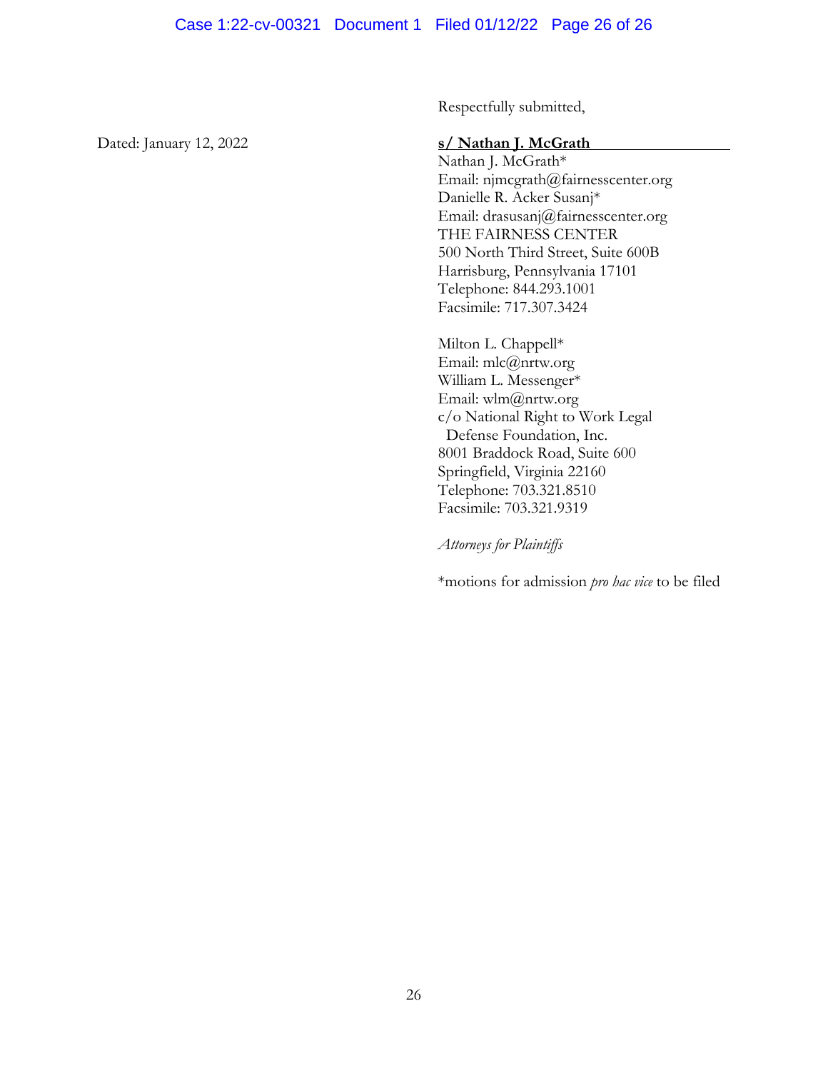Respectfully submitted,

Dated: January 12, 2022

**s/ Nathan J. McGrath**
Nathan J. McGrath*
Email: njmcgrath@fairnesscenter.org
Danielle R. Acker Susanj*
Email: drasusanj@fairnesscenter.org
THE FAIRNESS CENTER
500 North Third Street, Suite 600B
Harrisburg, Pennsylvania 17101
Telephone: 844.293.1001
Facsimile: 717.307.3424

Milton L. Chappell*
Email: mlc@nrtw.org
William L. Messenger*
Email: wlm@nrtw.org
c/o National Right to Work Legal
  Defense Foundation, Inc.
8001 Braddock Road, Suite 600
Springfield, Virginia 22160
Telephone: 703.321.8510
Facsimile: 703.321.9319

*Attorneys for Plaintiffs*

*motions for admission *pro hac vice* to be filed